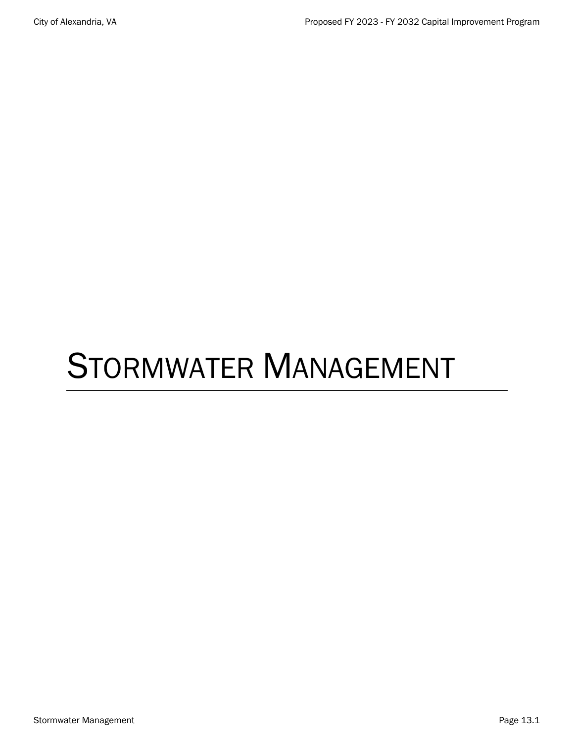# STORMWATER MANAGEMENT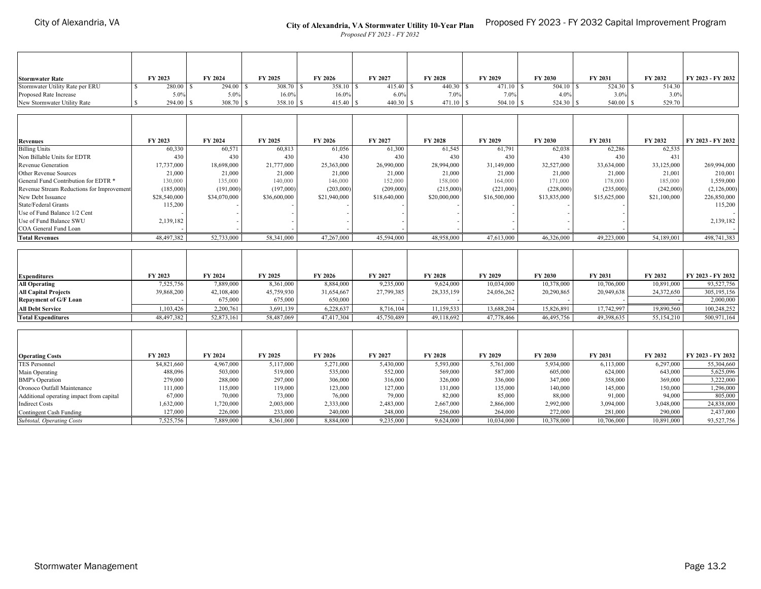# City of Alexandria, VA Stormwater Utility 10-Year Plan

*Proposed FY 2023 - FY 2032*

| Stormwater Rate | FY 2023 | FY 2024 | FY 2025 | FY 2026 | FY 2027 | FY 2028 | FY 2029 | FY 2030 | FY 2031 | FY 2032 | FY 2023 - FY 2032 |
|---|---|---|---|---|---|---|---|---|---|---|---|
| Stormwater Utility Rate per ERU | $ 280.00 | $ 294.00 | $ 308.70 | $ 358.10 | $ 415.40 | $ 440.30 | $ 471.10 | $ 504.10 | $ 524.30 | $ 514.30 | |
| Proposed Rate Increase | 5.0% | 5.0% | 16.0% | 16.0% | 6.0% | 7.0% | 7.0% | 4.0% | 3.0% | 3.0% | |
| New Stormwater Utility Rate | $ 294.00 | $ 308.70 | $ 358.10 | $ 415.40 | $ 440.30 | $ 471.10 | $ 504.10 | $ 524.30 | $ 540.00 | $ 529.70 | |

| Revenues | FY 2023 | FY 2024 | FY 2025 | FY 2026 | FY 2027 | FY 2028 | FY 2029 | FY 2030 | FY 2031 | FY 2032 | FY 2023 - FY 2032 |
|---|---|---|---|---|---|---|---|---|---|---|---|
| Billing Units | 60,330 | 60,571 | 60,813 | 61,056 | 61,300 | 61,545 | 61,791 | 62,038 | 62,286 | 62,535 | |
| Non Billable Units for EDTR | 430 | 430 | 430 | 430 | 430 | 430 | 430 | 430 | 430 | 431 | |
| Revenue Generation | 17,737,000 | 18,698,000 | 21,777,000 | 25,363,000 | 26,990,000 | 28,994,000 | 31,149,000 | 32,527,000 | 33,634,000 | 33,125,000 | 269,994,000 |
| Other Revenue Sources | 21,000 | 21,000 | 21,000 | 21,000 | 21,000 | 21,000 | 21,000 | 21,000 | 21,000 | 21,001 | 210,001 |
| General Fund Contribution for EDTR * | 130,000 | 135,000 | 140,000 | 146,000 | 152,000 | 158,000 | 164,000 | 171,000 | 178,000 | 185,000 | 1,559,000 |
| Revenue Stream Reductions for Improvement | (185,000) | (191,000) | (197,000) | (203,000) | (209,000) | (215,000) | (221,000) | (228,000) | (235,000) | (242,000) | (2,126,000) |
| New Debt Issuance | $28,540,000 | $34,070,000 | $36,600,000 | $21,940,000 | $18,640,000 | $20,000,000 | $16,500,000 | $13,835,000 | $15,625,000 | $21,100,000 | 226,850,000 |
| State/Federal Grants | 115,200 | - | - | - | - | - | - | - | - | | 115,200 |
| Use of Fund Balance 1/2 Cent | - | - | - | - | - | - | - | - | - | | - |
| Use of Fund Balance SWU | 2,139,182 | - | - | - | - | - | - | - | - | | 2,139,182 |
| COA General Fund Loan | - | - | - | - | - | - | - | - | - | | - |
| **Total Revenues** | 48,497,382 | 52,733,000 | 58,341,000 | 47,267,000 | 45,594,000 | 48,958,000 | 47,613,000 | 46,326,000 | 49,223,000 | 54,189,001 | 498,741,383 |

| Expenditures | FY 2023 | FY 2024 | FY 2025 | FY 2026 | FY 2027 | FY 2028 | FY 2029 | FY 2030 | FY 2031 | FY 2032 | FY 2023 - FY 2032 |
|---|---|---|---|---|---|---|---|---|---|---|---|
| **All Operating** | 7,525,756 | 7,889,000 | 8,361,000 | 8,884,000 | 9,235,000 | 9,624,000 | 10,034,000 | 10,378,000 | 10,706,000 | 10,891,000 | 93,527,756 |
| **All Capital Projects** | 39,868,200 | 42,108,400 | 45,759,930 | 31,654,667 | 27,799,385 | 28,335,159 | 24,056,262 | 20,290,865 | 20,949,638 | 24,372,650 | 305,195,156 |
| **Repayment of G/F Loan** | - | 675,000 | 675,000 | 650,000 | - | - | - | - | - | - | 2,000,000 |
| **All Debt Service** | 1,103,426 | 2,200,761 | 3,691,139 | 6,228,637 | 8,716,104 | 11,159,533 | 13,688,204 | 15,826,891 | 17,742,997 | 19,890,560 | 100,248,252 |
| **Total Expenditures** | 48,497,382 | 52,873,161 | 58,487,069 | 47,417,304 | 45,750,489 | 49,118,692 | 47,778,466 | 46,495,756 | 49,398,635 | 55,154,210 | 500,971,164 |

| Operating Costs | FY 2023 | FY 2024 | FY 2025 | FY 2026 | FY 2027 | FY 2028 | FY 2029 | FY 2030 | FY 2031 | FY 2032 | FY 2023 - FY 2032 |
|---|---|---|---|---|---|---|---|---|---|---|---|
| TES Personnel | $4,821,660 | 4,967,000 | 5,117,000 | 5,271,000 | 5,430,000 | 5,593,000 | 5,761,000 | 5,934,000 | 6,113,000 | 6,297,000 | 55,304,660 |
| Main Operating | 488,096 | 503,000 | 519,000 | 535,000 | 552,000 | 569,000 | 587,000 | 605,000 | 624,000 | 643,000 | 5,625,096 |
| BMP's Operation | 279,000 | 288,000 | 297,000 | 306,000 | 316,000 | 326,000 | 336,000 | 347,000 | 358,000 | 369,000 | 3,222,000 |
| Oronoco Outfall Maintenance | 111,000 | 115,000 | 119,000 | 123,000 | 127,000 | 131,000 | 135,000 | 140,000 | 145,000 | 150,000 | 1,296,000 |
| Additional operating impact from capital | 67,000 | 70,000 | 73,000 | 76,000 | 79,000 | 82,000 | 85,000 | 88,000 | 91,000 | 94,000 | 805,000 |
| Indirect Costs | 1,632,000 | 1,720,000 | 2,003,000 | 2,333,000 | 2,483,000 | 2,667,000 | 2,866,000 | 2,992,000 | 3,094,000 | 3,048,000 | 24,838,000 |
| Contingent Cash Funding | 127,000 | 226,000 | 233,000 | 240,000 | 248,000 | 256,000 | 264,000 | 272,000 | 281,000 | 290,000 | 2,437,000 |
| *Subtotal, Operating Costs* | 7,525,756 | 7,889,000 | 8,361,000 | 8,884,000 | 9,235,000 | 9,624,000 | 10,034,000 | 10,378,000 | 10,706,000 | 10,891,000 | 93,527,756 |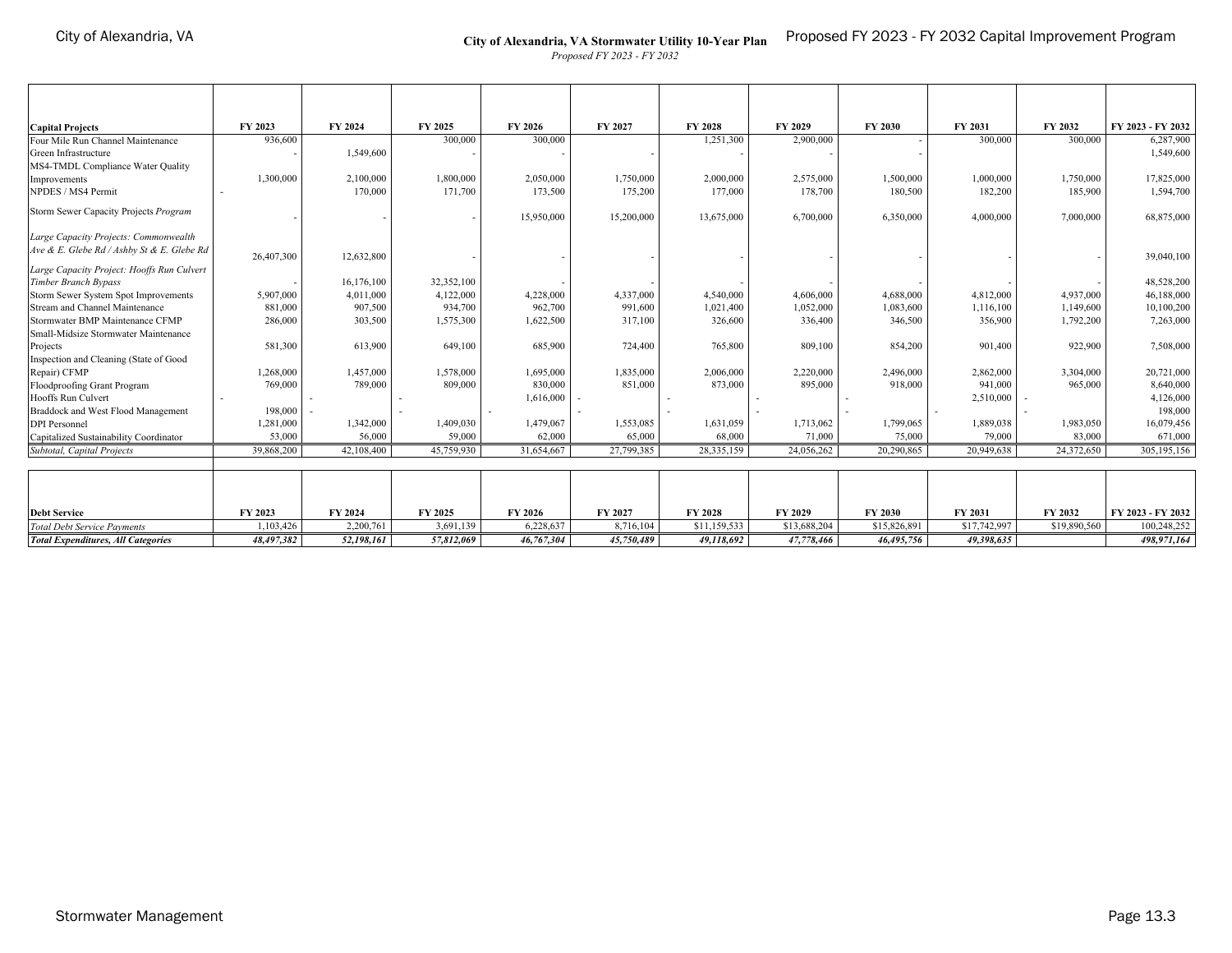# City of Alexandria, VA Stormwater Utility 10-Year Plan

*Proposed FY 2023 - FY 2032*

| Capital Projects | FY 2023 | FY 2024 | FY 2025 | FY 2026 | FY 2027 | FY 2028 | FY 2029 | FY 2030 | FY 2031 | FY 2032 | FY 2023 - FY 2032 |
|---|---|---|---|---|---|---|---|---|---|---|---|
| Four Mile Run Channel Maintenance | 936,600 | | 300,000 | 300,000 | | 1,251,300 | 2,900,000 | - | 300,000 | 300,000 | 6,287,900 |
| Green Infrastructure | - | 1,549,600 | - | - | - | - | - | - | | | 1,549,600 |
| MS4-TMDL Compliance Water Quality Improvements | 1,300,000 | 2,100,000 | 1,800,000 | 2,050,000 | 1,750,000 | 2,000,000 | 2,575,000 | 1,500,000 | 1,000,000 | 1,750,000 | 17,825,000 |
| NPDES / MS4 Permit | - | 170,000 | 171,700 | 173,500 | 175,200 | 177,000 | 178,700 | 180,500 | 182,200 | 185,900 | 1,594,700 |
| Storm Sewer Capacity Projects *Program* | - | - | - | 15,950,000 | 15,200,000 | 13,675,000 | 6,700,000 | 6,350,000 | 4,000,000 | 7,000,000 | 68,875,000 |
| *Large Capacity Projects: Commonwealth Ave & E. Glebe Rd / Ashby St & E. Glebe Rd* | 26,407,300 | 12,632,800 | - | - | - | - | - | - | - | - | 39,040,100 |
| *Large Capacity Project: Hooffs Run Culvert Timber Branch Bypass* | - | 16,176,100 | 32,352,100 | - | - | - | - | - | - | - | 48,528,200 |
| Storm Sewer System Spot Improvements | 5,907,000 | 4,011,000 | 4,122,000 | 4,228,000 | 4,337,000 | 4,540,000 | 4,606,000 | 4,688,000 | 4,812,000 | 4,937,000 | 46,188,000 |
| Stream and Channel Maintenance | 881,000 | 907,500 | 934,700 | 962,700 | 991,600 | 1,021,400 | 1,052,000 | 1,083,600 | 1,116,100 | 1,149,600 | 10,100,200 |
| Stormwater BMP Maintenance CFMP | 286,000 | 303,500 | 1,575,300 | 1,622,500 | 317,100 | 326,600 | 336,400 | 346,500 | 356,900 | 1,792,200 | 7,263,000 |
| Small-Midsize Stormwater Maintenance Projects | 581,300 | 613,900 | 649,100 | 685,900 | 724,400 | 765,800 | 809,100 | 854,200 | 901,400 | 922,900 | 7,508,000 |
| Inspection and Cleaning (State of Good Repair) CFMP | 1,268,000 | 1,457,000 | 1,578,000 | 1,695,000 | 1,835,000 | 2,006,000 | 2,220,000 | 2,496,000 | 2,862,000 | 3,304,000 | 20,721,000 |
| Floodproofing Grant Program | 769,000 | 789,000 | 809,000 | 830,000 | 851,000 | 873,000 | 895,000 | 918,000 | 941,000 | 965,000 | 8,640,000 |
| Hooffs Run Culvert | - | - | - | 1,616,000 | - | - | - | - | 2,510,000 | - | 4,126,000 |
| Braddock and West Flood Management | 198,000 | - | - | - | - | - | - | - | - | - | 198,000 |
| DPI Personnel | 1,281,000 | 1,342,000 | 1,409,030 | 1,479,067 | 1,553,085 | 1,631,059 | 1,713,062 | 1,799,065 | 1,889,038 | 1,983,050 | 16,079,456 |
| Capitalized Sustainability Coordinator | 53,000 | 56,000 | 59,000 | 62,000 | 65,000 | 68,000 | 71,000 | 75,000 | 79,000 | 83,000 | 671,000 |
| *Subtotal, Capital Projects* | 39,868,200 | 42,108,400 | 45,759,930 | 31,654,667 | 27,799,385 | 28,335,159 | 24,056,262 | 20,290,865 | 20,949,638 | 24,372,650 | 305,195,156 |

| Debt Service | FY 2023 | FY 2024 | FY 2025 | FY 2026 | FY 2027 | FY 2028 | FY 2029 | FY 2030 | FY 2031 | FY 2032 | FY 2023 - FY 2032 |
|---|---|---|---|---|---|---|---|---|---|---|---|
| *Total Debt Service Payments* | 1,103,426 | 2,200,761 | 3,691,139 | 6,228,637 | 8,716,104 | $11,159,533 | $13,688,204 | $15,826,891 | $17,742,997 | $19,890,560 | 100,248,252 |
| ***Total Expenditures, All Categories*** | ***48,497,382*** | ***52,198,161*** | ***57,812,069*** | ***46,767,304*** | ***45,750,489*** | ***49,118,692*** | ***47,778,466*** | ***46,495,756*** | ***49,398,635*** | | ***498,971,164*** |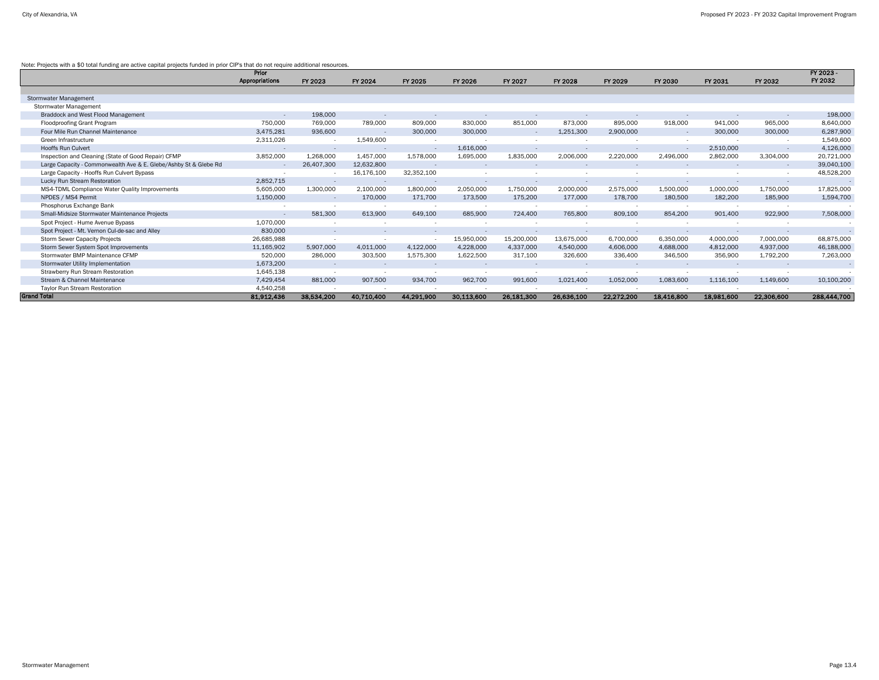Note: Projects with a $0 total funding are active capital projects funded in prior CIP's that do not require additional resources.

| | Prior Appropriations | FY 2023 | FY 2024 | FY 2025 | FY 2026 | FY 2027 | FY 2028 | FY 2029 | FY 2030 | FY 2031 | FY 2032 | FY 2023 - FY 2032 |
|---|---|---|---|---|---|---|---|---|---|---|---|---|
| Stormwater Management | | | | | | | | | | | | |
| Stormwater Management | | | | | | | | | | | | |
| Braddock and West Flood Management | - | 198,000 | - | - | - | - | - | - | - | - | - | 198,000 |
| Floodproofing Grant Program | 750,000 | 769,000 | 789,000 | 809,000 | 830,000 | 851,000 | 873,000 | 895,000 | 918,000 | 941,000 | 965,000 | 8,640,000 |
| Four Mile Run Channel Maintenance | 3,475,281 | 936,600 | - | 300,000 | 300,000 | - | 1,251,300 | 2,900,000 | - | 300,000 | 300,000 | 6,287,900 |
| Green Infrastructure | 2,311,026 | - | 1,549,600 | - | - | - | - | - | - | - | - | 1,549,600 |
| Hooffs Run Culvert | - | - | - | - | 1,616,000 | - | - | - | - | 2,510,000 | - | 4,126,000 |
| Inspection and Cleaning (State of Good Repair) CFMP | 3,852,000 | 1,268,000 | 1,457,000 | 1,578,000 | 1,695,000 | 1,835,000 | 2,006,000 | 2,220,000 | 2,496,000 | 2,862,000 | 3,304,000 | 20,721,000 |
| Large Capacity - Commonwealth Ave & E. Glebe/Ashby St & Glebe Rd | - | 26,407,300 | 12,632,800 | - | - | - | - | - | - | - | - | 39,040,100 |
| Large Capacity - Hooffs Run Culvert Bypass | - | - | 16,176,100 | 32,352,100 | - | - | - | - | - | - | - | 48,528,200 |
| Lucky Run Stream Restoration | 2,852,715 | - | - | - | - | - | - | - | - | - | - | - |
| MS4-TDML Compliance Water Quality Improvements | 5,605,000 | 1,300,000 | 2,100,000 | 1,800,000 | 2,050,000 | 1,750,000 | 2,000,000 | 2,575,000 | 1,500,000 | 1,000,000 | 1,750,000 | 17,825,000 |
| NPDES / MS4 Permit | 1,150,000 | - | 170,000 | 171,700 | 173,500 | 175,200 | 177,000 | 178,700 | 180,500 | 182,200 | 185,900 | 1,594,700 |
| Phosphorus Exchange Bank | - | - | - | - | - | - | - | - | - | - | - | - |
| Small-Midsize Stormwater Maintenance Projects | - | 581,300 | 613,900 | 649,100 | 685,900 | 724,400 | 765,800 | 809,100 | 854,200 | 901,400 | 922,900 | 7,508,000 |
| Spot Project - Hume Avenue Bypass | 1,070,000 | - | - | - | - | - | - | - | - | - | - | - |
| Spot Project - Mt. Vernon Cul-de-sac and Alley | 830,000 | - | - | - | - | - | - | - | - | - | - | - |
| Storm Sewer Capacity Projects | 26,685,988 | - | - | - | 15,950,000 | 15,200,000 | 13,675,000 | 6,700,000 | 6,350,000 | 4,000,000 | 7,000,000 | 68,875,000 |
| Storm Sewer System Spot Improvements | 11,165,902 | 5,907,000 | 4,011,000 | 4,122,000 | 4,228,000 | 4,337,000 | 4,540,000 | 4,606,000 | 4,688,000 | 4,812,000 | 4,937,000 | 46,188,000 |
| Stormwater BMP Maintenance CFMP | 520,000 | 286,000 | 303,500 | 1,575,300 | 1,622,500 | 317,100 | 326,600 | 336,400 | 346,500 | 356,900 | 1,792,200 | 7,263,000 |
| Stormwater Utility Implementation | 1,673,200 | - | - | - | - | - | - | - | - | - | - | - |
| Strawberry Run Stream Restoration | 1,645,138 | - | - | - | - | - | - | - | - | - | - | - |
| Stream & Channel Maintenance | 7,429,454 | 881,000 | 907,500 | 934,700 | 962,700 | 991,600 | 1,021,400 | 1,052,000 | 1,083,600 | 1,116,100 | 1,149,600 | 10,100,200 |
| Taylor Run Stream Restoration | 4,540,258 | - | - | - | - | - | - | - | - | - | - | - |
| **Grand Total** | **81,912,436** | **38,534,200** | **40,710,400** | **44,291,900** | **30,113,600** | **26,181,300** | **26,636,100** | **22,272,200** | **18,416,800** | **18,981,600** | **22,306,600** | **288,444,700** |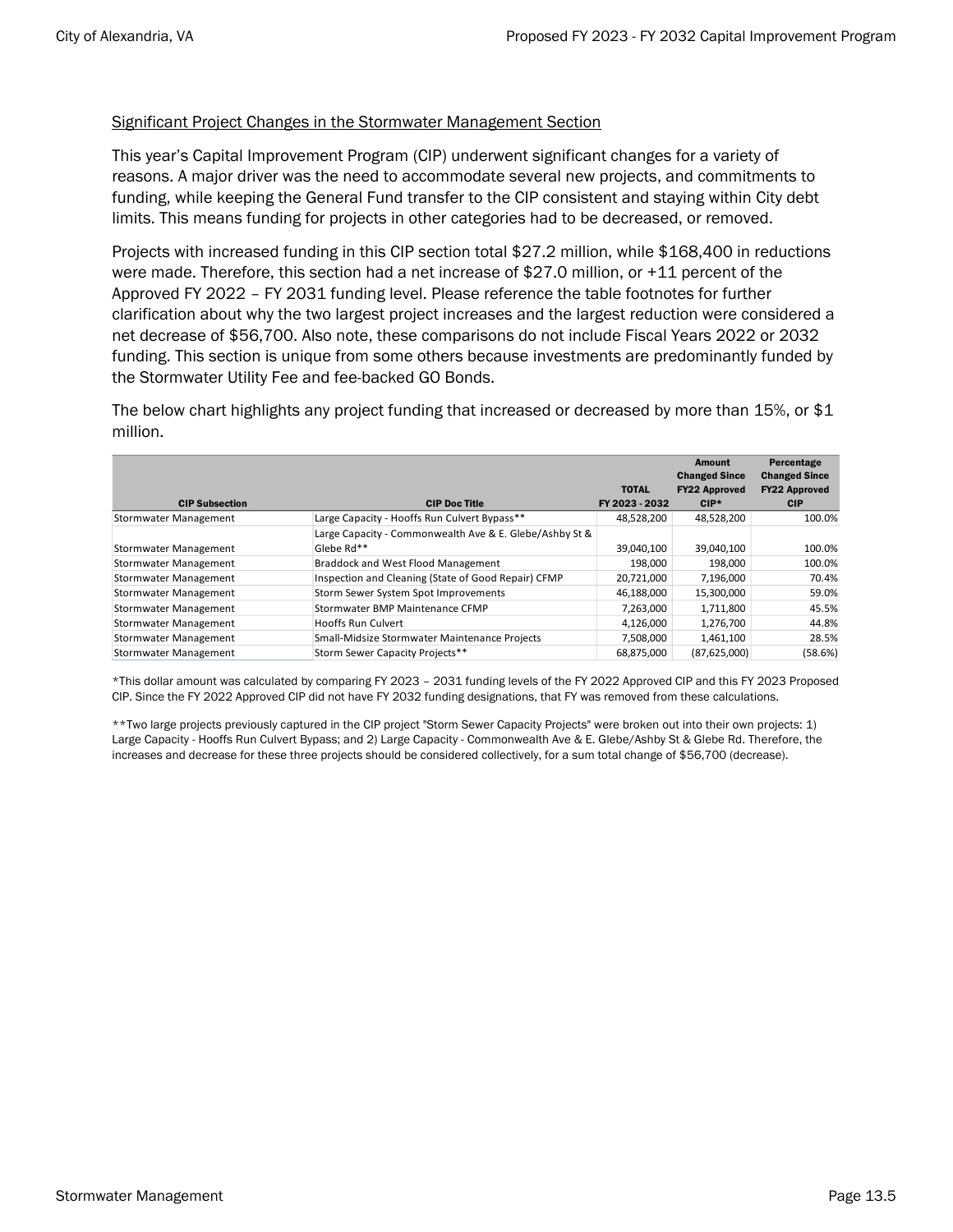## Significant Project Changes in the Stormwater Management Section

This year's Capital Improvement Program (CIP) underwent significant changes for a variety of reasons. A major driver was the need to accommodate several new projects, and commitments to funding, while keeping the General Fund transfer to the CIP consistent and staying within City debt limits. This means funding for projects in other categories had to be decreased, or removed.

Projects with increased funding in this CIP section total $27.2 million, while $168,400 in reductions were made. Therefore, this section had a net increase of $27.0 million, or +11 percent of the Approved FY 2022 – FY 2031 funding level. Please reference the table footnotes for further clarification about why the two largest project increases and the largest reduction were considered a net decrease of $56,700. Also note, these comparisons do not include Fiscal Years 2022 or 2032 funding. This section is unique from some others because investments are predominantly funded by the Stormwater Utility Fee and fee-backed GO Bonds.

The below chart highlights any project funding that increased or decreased by more than 15%, or $1 million.

| CIP Subsection | CIP Doc Title | TOTAL FY 2023 - 2032 | Amount Changed Since FY22 Approved CIP* | Percentage Changed Since FY22 Approved CIP |
|---|---|---|---|---|
| Stormwater Management | Large Capacity - Hooffs Run Culvert Bypass** | 48,528,200 | 48,528,200 | 100.0% |
| Stormwater Management | Large Capacity - Commonwealth Ave & E. Glebe/Ashby St & Glebe Rd** | 39,040,100 | 39,040,100 | 100.0% |
| Stormwater Management | Braddock and West Flood Management | 198,000 | 198,000 | 100.0% |
| Stormwater Management | Inspection and Cleaning (State of Good Repair) CFMP | 20,721,000 | 7,196,000 | 70.4% |
| Stormwater Management | Storm Sewer System Spot Improvements | 46,188,000 | 15,300,000 | 59.0% |
| Stormwater Management | Stormwater BMP Maintenance CFMP | 7,263,000 | 1,711,800 | 45.5% |
| Stormwater Management | Hooffs Run Culvert | 4,126,000 | 1,276,700 | 44.8% |
| Stormwater Management | Small-Midsize Stormwater Maintenance Projects | 7,508,000 | 1,461,100 | 28.5% |
| Stormwater Management | Storm Sewer Capacity Projects** | 68,875,000 | (87,625,000) | (58.6%) |

*This dollar amount was calculated by comparing FY 2023 – 2031 funding levels of the FY 2022 Approved CIP and this FY 2023 Proposed CIP. Since the FY 2022 Approved CIP did not have FY 2032 funding designations, that FY was removed from these calculations.

**Two large projects previously captured in the CIP project "Storm Sewer Capacity Projects" were broken out into their own projects: 1) Large Capacity - Hooffs Run Culvert Bypass; and 2) Large Capacity - Commonwealth Ave & E. Glebe/Ashby St & Glebe Rd. Therefore, the increases and decrease for these three projects should be considered collectively, for a sum total change of $56,700 (decrease).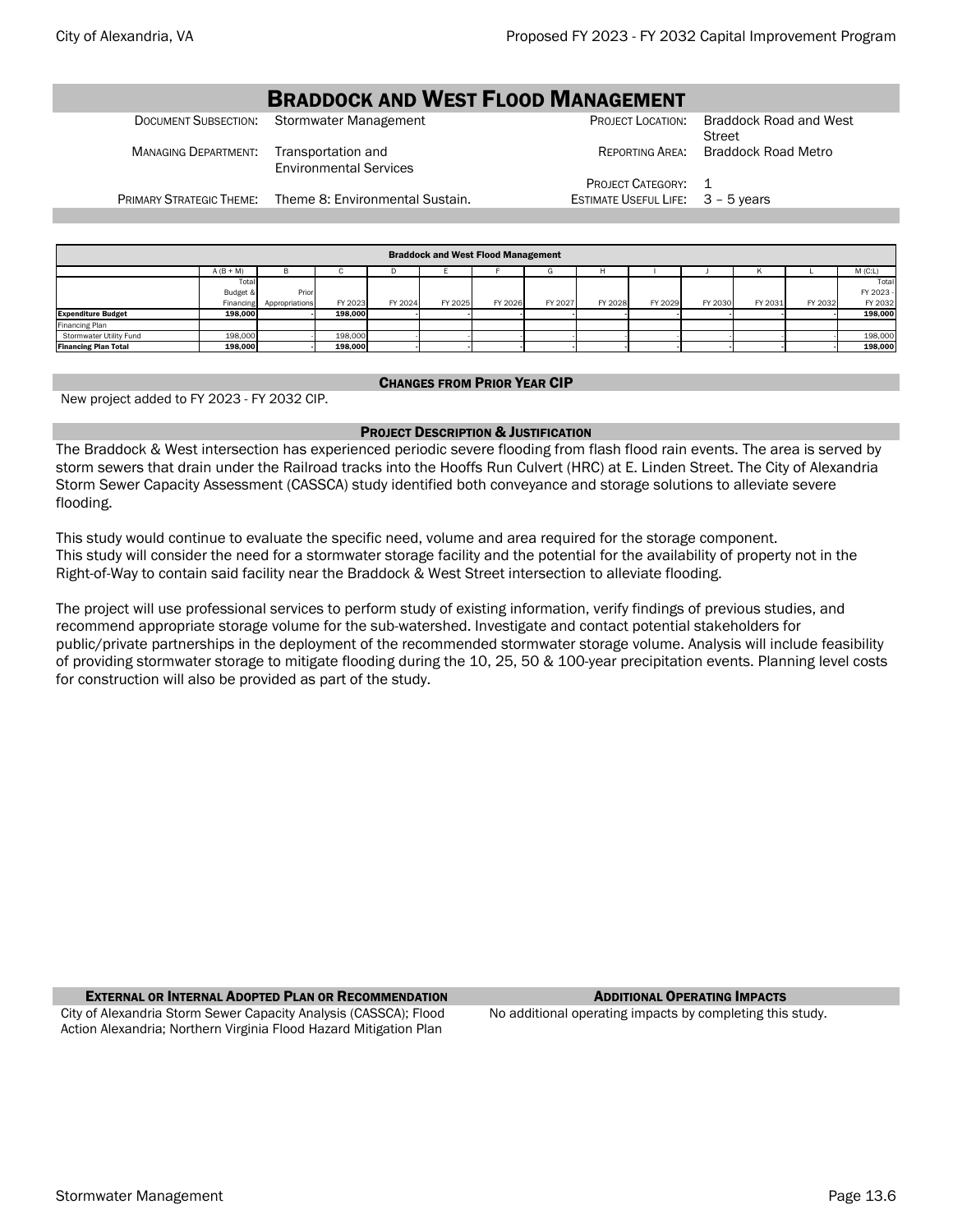# Braddock and West Flood Management

| | | | |
|---|---|---|---|
| Document Subsection: | Stormwater Management | Project Location: | Braddock Road and West Street |
| Managing Department: | Transportation and Environmental Services | Reporting Area: | Braddock Road Metro |
| | | Project Category: | 1 |
| Primary Strategic Theme: | Theme 8: Environmental Sustain. | Estimate Useful Life: | 3 – 5 years |

| Braddock and West Flood Management | A (B + M) | B | C | D | E | F | G | H | I | J | K | L | M (C:L) |
|---|---|---|---|---|---|---|---|---|---|---|---|---|---|
| | Total Budget & Financing | Prior Appropriations | FY 2023 | FY 2024 | FY 2025 | FY 2026 | FY 2027 | FY 2028 | FY 2029 | FY 2030 | FY 2031 | FY 2032 | Total FY 2023 - FY 2032 |
| **Expenditure Budget** | **198,000** | **-** | **198,000** | **-** | **-** | **-** | **-** | **-** | **-** | **-** | **-** | **-** | **198,000** |
| Financing Plan | | | | | | | | | | | | | |
| Stormwater Utility Fund | 198,000 | - | 198,000 | - | - | - | - | - | - | - | - | - | 198,000 |
| **Financing Plan Total** | **198,000** | **-** | **198,000** | **-** | **-** | **-** | **-** | **-** | **-** | **-** | **-** | **-** | **198,000** |

## Changes from Prior Year CIP

New project added to FY 2023 - FY 2032 CIP.

## Project Description & Justification

The Braddock & West intersection has experienced periodic severe flooding from flash flood rain events. The area is served by storm sewers that drain under the Railroad tracks into the Hooffs Run Culvert (HRC) at E. Linden Street. The City of Alexandria Storm Sewer Capacity Assessment (CASSCA) study identified both conveyance and storage solutions to alleviate severe flooding.

This study would continue to evaluate the specific need, volume and area required for the storage component. This study will consider the need for a stormwater storage facility and the potential for the availability of property not in the Right-of-Way to contain said facility near the Braddock & West Street intersection to alleviate flooding.

The project will use professional services to perform study of existing information, verify findings of previous studies, and recommend appropriate storage volume for the sub-watershed. Investigate and contact potential stakeholders for public/private partnerships in the deployment of the recommended stormwater storage volume. Analysis will include feasibility of providing stormwater storage to mitigate flooding during the 10, 25, 50 & 100-year precipitation events. Planning level costs for construction will also be provided as part of the study.

## External or Internal Adopted Plan or Recommendation

City of Alexandria Storm Sewer Capacity Analysis (CASSCA); Flood Action Alexandria; Northern Virginia Flood Hazard Mitigation Plan

## Additional Operating Impacts

No additional operating impacts by completing this study.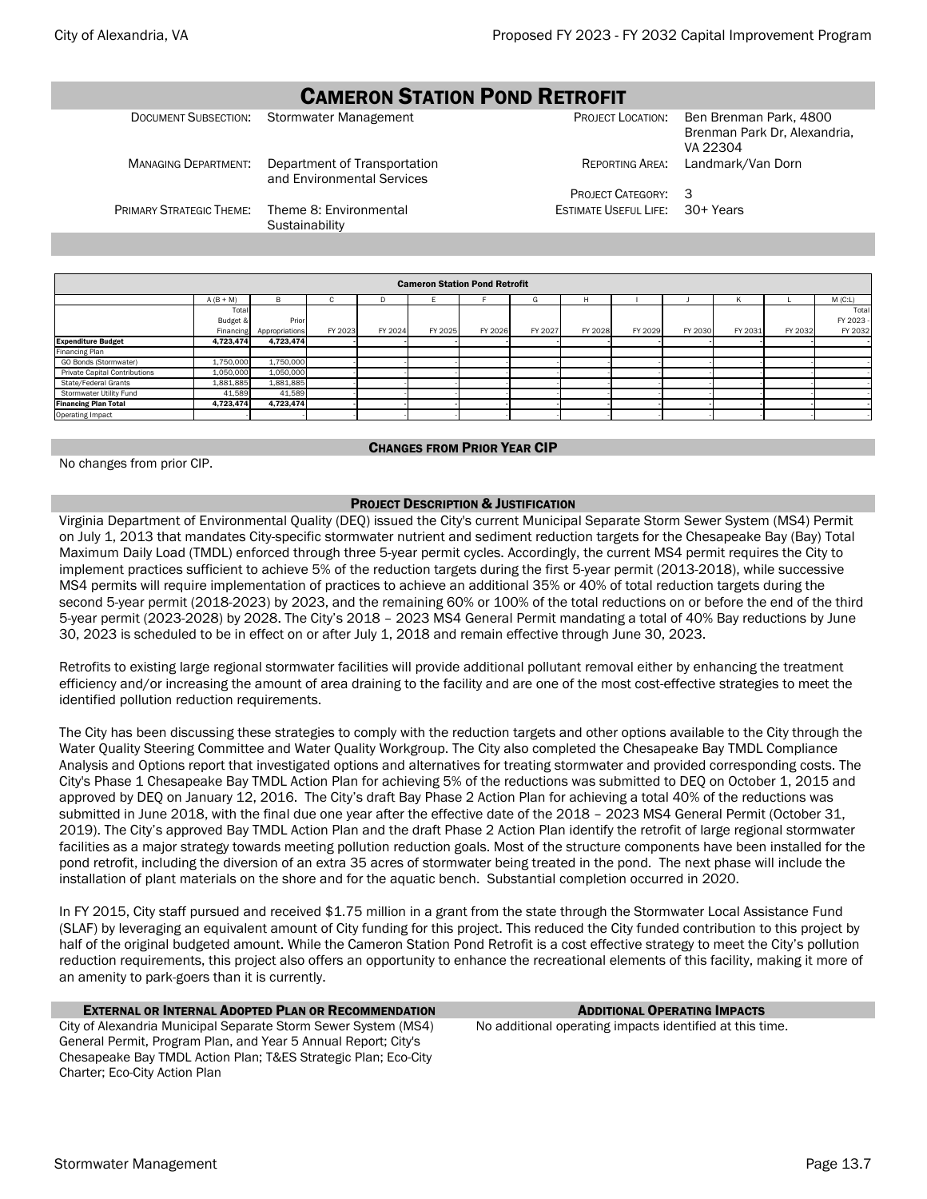# CAMERON STATION POND RETROFIT

| | | | |
|---|---|---|---|
| DOCUMENT SUBSECTION: | Stormwater Management | PROJECT LOCATION: | Ben Brenman Park, 4800 Brenman Park Dr, Alexandria, VA 22304 |
| MANAGING DEPARTMENT: | Department of Transportation and Environmental Services | REPORTING AREA: | Landmark/Van Dorn |
| | | PROJECT CATEGORY: | 3 |
| PRIMARY STRATEGIC THEME: | Theme 8: Environmental Sustainability | ESTIMATE USEFUL LIFE: | 30+ Years |

| Cameron Station Pond Retrofit | A (B + M) | B | C | D | E | F | G | H | I | J | K | L | M (C:L) |
|---|---|---|---|---|---|---|---|---|---|---|---|---|---|
| | Total Budget & Financing | Prior Appropriations | FY 2023 | FY 2024 | FY 2025 | FY 2026 | FY 2027 | FY 2028 | FY 2029 | FY 2030 | FY 2031 | FY 2032 | Total FY 2023 - FY 2032 |
| **Expenditure Budget** | **4,723,474** | **4,723,474** | - | - | - | - | - | - | - | - | - | - | - |
| Financing Plan | | | | | | | | | | | | | |
| GO Bonds (Stormwater) | 1,750,000 | 1,750,000 | - | - | - | - | - | - | - | - | - | - | - |
| Private Capital Contributions | 1,050,000 | 1,050,000 | - | - | - | - | - | - | - | - | - | - | - |
| State/Federal Grants | 1,881,885 | 1,881,885 | - | - | - | - | - | - | - | - | - | - | - |
| Stormwater Utility Fund | 41,589 | 41,589 | - | - | - | - | - | - | - | - | - | - | - |
| **Financing Plan Total** | **4,723,474** | **4,723,474** | - | - | - | - | - | - | - | - | - | - | - |
| Operating Impact | - | - | - | - | - | - | - | - | - | - | - | - | - |

## CHANGES FROM PRIOR YEAR CIP

No changes from prior CIP.

## PROJECT DESCRIPTION & JUSTIFICATION

Virginia Department of Environmental Quality (DEQ) issued the City's current Municipal Separate Storm Sewer System (MS4) Permit on July 1, 2013 that mandates City-specific stormwater nutrient and sediment reduction targets for the Chesapeake Bay (Bay) Total Maximum Daily Load (TMDL) enforced through three 5-year permit cycles. Accordingly, the current MS4 permit requires the City to implement practices sufficient to achieve 5% of the reduction targets during the first 5-year permit (2013-2018), while successive MS4 permits will require implementation of practices to achieve an additional 35% or 40% of total reduction targets during the second 5-year permit (2018-2023) by 2023, and the remaining 60% or 100% of the total reductions on or before the end of the third 5-year permit (2023-2028) by 2028. The City's 2018 – 2023 MS4 General Permit mandating a total of 40% Bay reductions by June 30, 2023 is scheduled to be in effect on or after July 1, 2018 and remain effective through June 30, 2023.

Retrofits to existing large regional stormwater facilities will provide additional pollutant removal either by enhancing the treatment efficiency and/or increasing the amount of area draining to the facility and are one of the most cost-effective strategies to meet the identified pollution reduction requirements.

The City has been discussing these strategies to comply with the reduction targets and other options available to the City through the Water Quality Steering Committee and Water Quality Workgroup. The City also completed the Chesapeake Bay TMDL Compliance Analysis and Options report that investigated options and alternatives for treating stormwater and provided corresponding costs. The City's Phase 1 Chesapeake Bay TMDL Action Plan for achieving 5% of the reductions was submitted to DEQ on October 1, 2015 and approved by DEQ on January 12, 2016. The City's draft Bay Phase 2 Action Plan for achieving a total 40% of the reductions was submitted in June 2018, with the final due one year after the effective date of the 2018 – 2023 MS4 General Permit (October 31, 2019). The City's approved Bay TMDL Action Plan and the draft Phase 2 Action Plan identify the retrofit of large regional stormwater facilities as a major strategy towards meeting pollution reduction goals. Most of the structure components have been installed for the pond retrofit, including the diversion of an extra 35 acres of stormwater being treated in the pond. The next phase will include the installation of plant materials on the shore and for the aquatic bench. Substantial completion occurred in 2020.

In FY 2015, City staff pursued and received $1.75 million in a grant from the state through the Stormwater Local Assistance Fund (SLAF) by leveraging an equivalent amount of City funding for this project. This reduced the City funded contribution to this project by half of the original budgeted amount. While the Cameron Station Pond Retrofit is a cost effective strategy to meet the City's pollution reduction requirements, this project also offers an opportunity to enhance the recreational elements of this facility, making it more of an amenity to park-goers than it is currently.

## EXTERNAL OR INTERNAL ADOPTED PLAN OR RECOMMENDATION

City of Alexandria Municipal Separate Storm Sewer System (MS4) General Permit, Program Plan, and Year 5 Annual Report; City's Chesapeake Bay TMDL Action Plan; T&ES Strategic Plan; Eco-City Charter; Eco-City Action Plan

## ADDITIONAL OPERATING IMPACTS

No additional operating impacts identified at this time.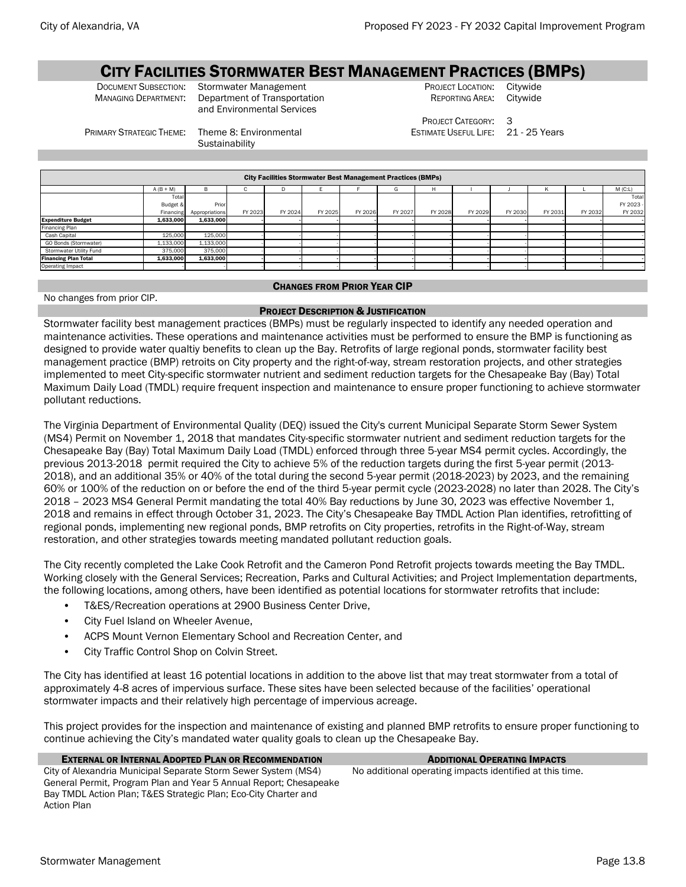# CITY FACILITIES STORMWATER BEST MANAGEMENT PRACTICES (BMPS)

DOCUMENT SUBSECTION: Stormwater Management
MANAGING DEPARTMENT: Department of Transportation and Environmental Services
PROJECT LOCATION: Citywide
REPORTING AREA: Citywide
PROJECT CATEGORY: 3
PRIMARY STRATEGIC THEME: Theme 8: Environmental Sustainability
ESTIMATE USEFUL LIFE: 21 - 25 Years

| City Facilities Stormwater Best Management Practices (BMPs) | | | | | | | | | | | | | |
|---|---|---|---|---|---|---|---|---|---|---|---|---|---|
| | A (B + M) | B | C | D | E | F | G | H | I | J | K | L | M (C:L) |
| | Total Budget & Financing | Prior Appropriations | FY 2023 | FY 2024 | FY 2025 | FY 2026 | FY 2027 | FY 2028 | FY 2029 | FY 2030 | FY 2031 | FY 2032 | Total FY 2023 - FY 2032 |
| **Expenditure Budget** | **1,633,000** | **1,633,000** | **-** | **-** | **-** | **-** | **-** | **-** | **-** | **-** | **-** | **-** | **-** |
| Financing Plan | | | | | | | | | | | | | |
| Cash Capital | 125,000 | 125,000 | - | - | - | - | - | - | - | - | - | - | - |
| GO Bonds (Stormwater) | 1,133,000 | 1,133,000 | - | - | - | - | - | - | - | - | - | - | - |
| Stormwater Utility Fund | 375,000 | 375,000 | - | - | - | - | - | - | - | - | - | - | - |
| **Financing Plan Total** | **1,633,000** | **1,633,000** | **-** | **-** | **-** | **-** | **-** | **-** | **-** | **-** | **-** | **-** | **-** |
| Operating Impact | - | - | - | - | - | - | - | - | - | - | - | - | - |

## CHANGES FROM PRIOR YEAR CIP

No changes from prior CIP.

## PROJECT DESCRIPTION & JUSTIFICATION

Stormwater facility best management practices (BMPs) must be regularly inspected to identify any needed operation and maintenance activities. These operations and maintenance activities must be performed to ensure the BMP is functioning as designed to provide water qualtiy benefits to clean up the Bay. Retrofits of large regional ponds, stormwater facility best management practice (BMP) retroits on City property and the right-of-way, stream restoration projects, and other strategies implemented to meet City-specific stormwater nutrient and sediment reduction targets for the Chesapeake Bay (Bay) Total Maximum Daily Load (TMDL) require frequent inspection and maintenance to ensure proper functioning to achieve stormwater pollutant reductions.

The Virginia Department of Environmental Quality (DEQ) issued the City's current Municipal Separate Storm Sewer System (MS4) Permit on November 1, 2018 that mandates City-specific stormwater nutrient and sediment reduction targets for the Chesapeake Bay (Bay) Total Maximum Daily Load (TMDL) enforced through three 5-year MS4 permit cycles. Accordingly, the previous 2013-2018 permit required the City to achieve 5% of the reduction targets during the first 5-year permit (2013-2018), and an additional 35% or 40% of the total during the second 5-year permit (2018-2023) by 2023, and the remaining 60% or 100% of the reduction on or before the end of the third 5-year permit cycle (2023-2028) no later than 2028. The City's 2018 – 2023 MS4 General Permit mandating the total 40% Bay reductions by June 30, 2023 was effective November 1, 2018 and remains in effect through October 31, 2023. The City's Chesapeake Bay TMDL Action Plan identifies, retrofitting of regional ponds, implementing new regional ponds, BMP retrofits on City properties, retrofits in the Right-of-Way, stream restoration, and other strategies towards meeting mandated pollutant reduction goals.

The City recently completed the Lake Cook Retrofit and the Cameron Pond Retrofit projects towards meeting the Bay TMDL. Working closely with the General Services; Recreation, Parks and Cultural Activities; and Project Implementation departments, the following locations, among others, have been identified as potential locations for stormwater retrofits that include:

- T&ES/Recreation operations at 2900 Business Center Drive,
- City Fuel Island on Wheeler Avenue,
- ACPS Mount Vernon Elementary School and Recreation Center, and
- City Traffic Control Shop on Colvin Street.

The City has identified at least 16 potential locations in addition to the above list that may treat stormwater from a total of approximately 4-8 acres of impervious surface. These sites have been selected because of the facilities' operational stormwater impacts and their relatively high percentage of impervious acreage.

This project provides for the inspection and maintenance of existing and planned BMP retrofits to ensure proper functioning to continue achieving the City's mandated water quality goals to clean up the Chesapeake Bay.

## EXTERNAL OR INTERNAL ADOPTED PLAN OR RECOMMENDATION

City of Alexandria Municipal Separate Storm Sewer System (MS4) General Permit, Program Plan and Year 5 Annual Report; Chesapeake Bay TMDL Action Plan; T&ES Strategic Plan; Eco-City Charter and Action Plan

## ADDITIONAL OPERATING IMPACTS

No additional operating impacts identified at this time.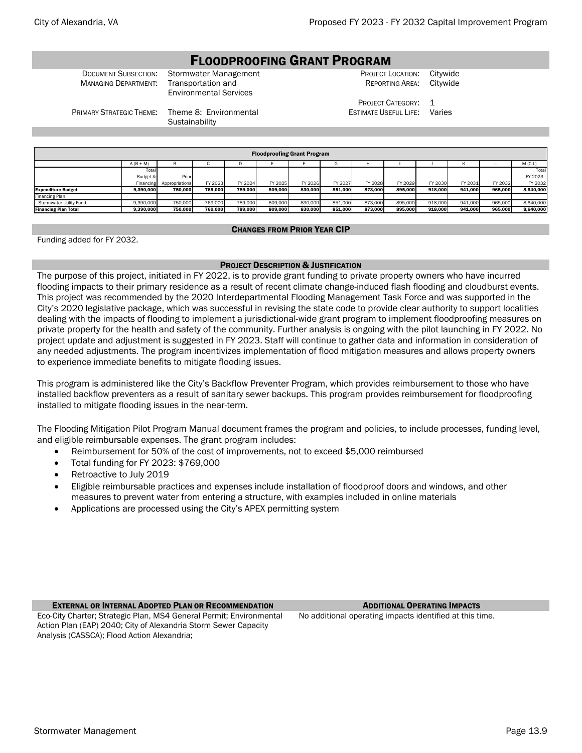# Floodproofing Grant Program

| | | | |
|---|---|---|---|
| Document Subsection: | Stormwater Management | Project Location: | Citywide |
| Managing Department: | Transportation and Environmental Services | Reporting Area: | Citywide |
| | | Project Category: | 1 |
| Primary Strategic Theme: | Theme 8: Environmental Sustainability | Estimate Useful Life: | Varies |

**Floodproofing Grant Program**

| | A (B + M) | B | C | D | E | F | G | H | I | J | K | L | M (C:L) |
|---|---|---|---|---|---|---|---|---|---|---|---|---|---|
| | Total Budget & Financing | Prior Appropriations | FY 2023 | FY 2024 | FY 2025 | FY 2026 | FY 2027 | FY 2028 | FY 2029 | FY 2030 | FY 2031 | FY 2032 | Total FY 2023 - FY 2032 |
| **Expenditure Budget** | **9,390,000** | **750,000** | **769,000** | **789,000** | **809,000** | **830,000** | **851,000** | **873,000** | **895,000** | **918,000** | **941,000** | **965,000** | **8,640,000** |
| Financing Plan | | | | | | | | | | | | | |
| Stormwater Utility Fund | 9,390,000 | 750,000 | 769,000 | 789,000 | 809,000 | 830,000 | 851,000 | 873,000 | 895,000 | 918,000 | 941,000 | 965,000 | 8,640,000 |
| **Financing Plan Total** | **9,390,000** | **750,000** | **769,000** | **789,000** | **809,000** | **830,000** | **851,000** | **873,000** | **895,000** | **918,000** | **941,000** | **965,000** | **8,640,000** |

## Changes from Prior Year CIP

Funding added for FY 2032.

## Project Description & Justification

The purpose of this project, initiated in FY 2022, is to provide grant funding to private property owners who have incurred flooding impacts to their primary residence as a result of recent climate change-induced flash flooding and cloudburst events. This project was recommended by the 2020 Interdepartmental Flooding Management Task Force and was supported in the City's 2020 legislative package, which was successful in revising the state code to provide clear authority to support localities dealing with the impacts of flooding to implement a jurisdictional-wide grant program to implement floodproofing measures on private property for the health and safety of the community. Further analysis is ongoing with the pilot launching in FY 2022. No project update and adjustment is suggested in FY 2023. Staff will continue to gather data and information in consideration of any needed adjustments. The program incentivizes implementation of flood mitigation measures and allows property owners to experience immediate benefits to mitigate flooding issues.

This program is administered like the City's Backflow Preventer Program, which provides reimbursement to those who have installed backflow preventers as a result of sanitary sewer backups. This program provides reimbursement for floodproofing installed to mitigate flooding issues in the near-term.

The Flooding Mitigation Pilot Program Manual document frames the program and policies, to include processes, funding level, and eligible reimbursable expenses. The grant program includes:

- Reimbursement for 50% of the cost of improvements, not to exceed $5,000 reimbursed
- Total funding for FY 2023: $769,000
- Retroactive to July 2019
- Eligible reimbursable practices and expenses include installation of floodproof doors and windows, and other measures to prevent water from entering a structure, with examples included in online materials
- Applications are processed using the City's APEX permitting system

## External or Internal Adopted Plan or Recommendation

Eco-City Charter; Strategic Plan, MS4 General Permit; Environmental Action Plan (EAP) 2040; City of Alexandria Storm Sewer Capacity Analysis (CASSCA); Flood Action Alexandria;

## Additional Operating Impacts

No additional operating impacts identified at this time.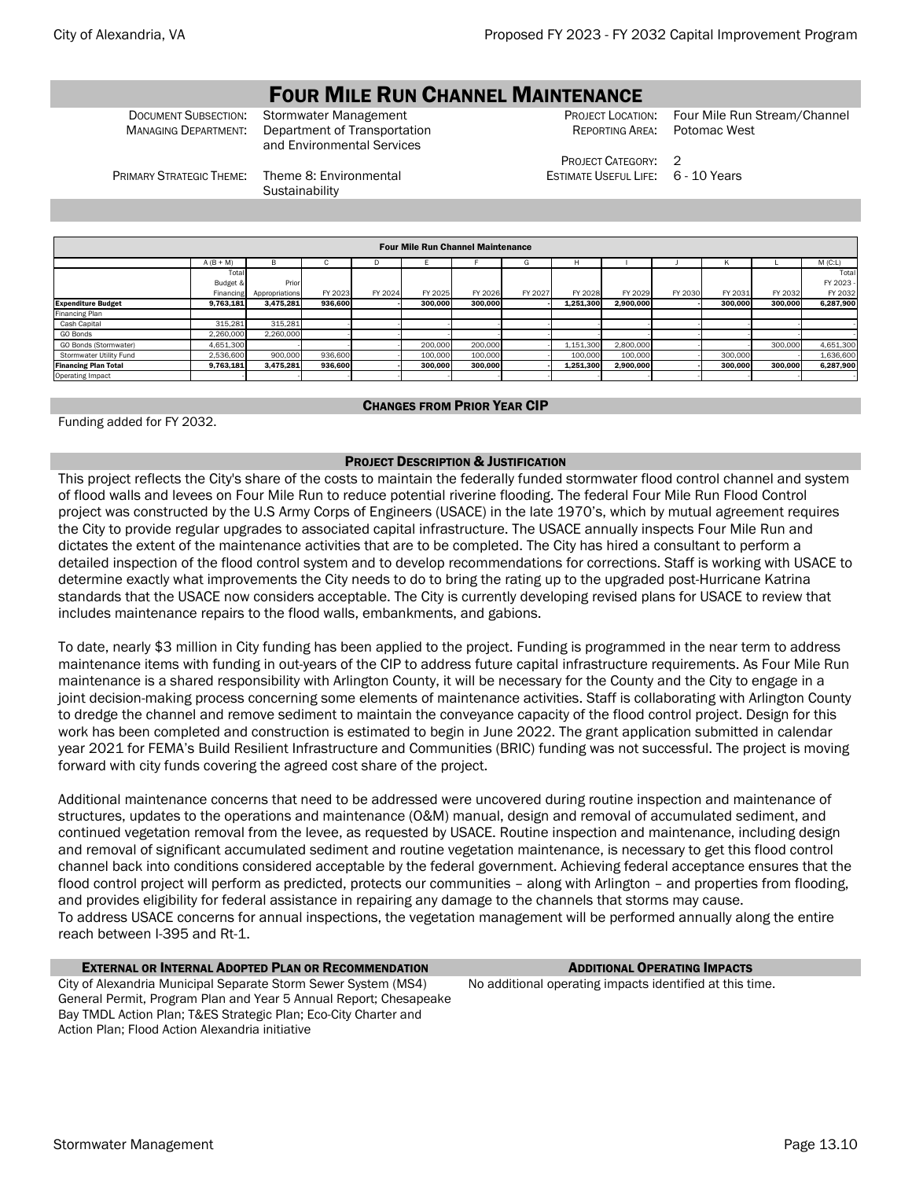# Four Mile Run Channel Maintenance

| | | | |
|---|---|---|---|
| Document Subsection: | Stormwater Management | Project Location: | Four Mile Run Stream/Channel |
| Managing Department: | Department of Transportation and Environmental Services | Reporting Area: | Potomac West |
| | | Project Category: | 2 |
| Primary Strategic Theme: | Theme 8: Environmental Sustainability | Estimate Useful Life: | 6 - 10 Years |

| Four Mile Run Channel Maintenance | | | | | | | | | | | | | |
|---|---|---|---|---|---|---|---|---|---|---|---|---|---|
| | A (B + M) | B | C | D | E | F | G | H | I | J | K | L | M (C:L) |
| | Total Budget & Financing | Prior Appropriations | FY 2023 | FY 2024 | FY 2025 | FY 2026 | FY 2027 | FY 2028 | FY 2029 | FY 2030 | FY 2031 | FY 2032 | Total FY 2023 - FY 2032 |
| **Expenditure Budget** | **9,763,181** | **3,475,281** | **936,600** | **-** | **300,000** | **300,000** | **-** | **1,251,300** | **2,900,000** | **-** | **300,000** | **300,000** | **6,287,900** |
| Financing Plan | | | | | | | | | | | | | |
| Cash Capital | 315,281 | 315,281 | - | - | - | - | - | - | - | - | - | - | - |
| GO Bonds | 2,260,000 | 2,260,000 | - | - | - | - | - | - | - | - | - | - | - |
| GO Bonds (Stormwater) | 4,651,300 | - | - | - | 200,000 | 200,000 | - | 1,151,300 | 2,800,000 | - | - | 300,000 | 4,651,300 |
| Stormwater Utility Fund | 2,536,600 | 900,000 | 936,600 | - | 100,000 | 100,000 | - | 100,000 | 100,000 | - | 300,000 | - | 1,636,600 |
| **Financing Plan Total** | **9,763,181** | **3,475,281** | **936,600** | **-** | **300,000** | **300,000** | **-** | **1,251,300** | **2,900,000** | **-** | **300,000** | **300,000** | **6,287,900** |
| Operating Impact | - | - | - | - | - | - | - | - | - | - | - | - | - |

## Changes from Prior Year CIP

Funding added for FY 2032.

## Project Description & Justification

This project reflects the City's share of the costs to maintain the federally funded stormwater flood control channel and system of flood walls and levees on Four Mile Run to reduce potential riverine flooding. The federal Four Mile Run Flood Control project was constructed by the U.S Army Corps of Engineers (USACE) in the late 1970's, which by mutual agreement requires the City to provide regular upgrades to associated capital infrastructure. The USACE annually inspects Four Mile Run and dictates the extent of the maintenance activities that are to be completed. The City has hired a consultant to perform a detailed inspection of the flood control system and to develop recommendations for corrections. Staff is working with USACE to determine exactly what improvements the City needs to do to bring the rating up to the upgraded post-Hurricane Katrina standards that the USACE now considers acceptable. The City is currently developing revised plans for USACE to review that includes maintenance repairs to the flood walls, embankments, and gabions.

To date, nearly $3 million in City funding has been applied to the project. Funding is programmed in the near term to address maintenance items with funding in out-years of the CIP to address future capital infrastructure requirements. As Four Mile Run maintenance is a shared responsibility with Arlington County, it will be necessary for the County and the City to engage in a joint decision-making process concerning some elements of maintenance activities. Staff is collaborating with Arlington County to dredge the channel and remove sediment to maintain the conveyance capacity of the flood control project. Design for this work has been completed and construction is estimated to begin in June 2022. The grant application submitted in calendar year 2021 for FEMA's Build Resilient Infrastructure and Communities (BRIC) funding was not successful. The project is moving forward with city funds covering the agreed cost share of the project.

Additional maintenance concerns that need to be addressed were uncovered during routine inspection and maintenance of structures, updates to the operations and maintenance (O&M) manual, design and removal of accumulated sediment, and continued vegetation removal from the levee, as requested by USACE. Routine inspection and maintenance, including design and removal of significant accumulated sediment and routine vegetation maintenance, is necessary to get this flood control channel back into conditions considered acceptable by the federal government. Achieving federal acceptance ensures that the flood control project will perform as predicted, protects our communities – along with Arlington – and properties from flooding, and provides eligibility for federal assistance in repairing any damage to the channels that storms may cause.
To address USACE concerns for annual inspections, the vegetation management will be performed annually along the entire reach between I-395 and Rt-1.

## External or Internal Adopted Plan or Recommendation

City of Alexandria Municipal Separate Storm Sewer System (MS4) General Permit, Program Plan and Year 5 Annual Report; Chesapeake Bay TMDL Action Plan; T&ES Strategic Plan; Eco-City Charter and Action Plan; Flood Action Alexandria initiative

## Additional Operating Impacts

No additional operating impacts identified at this time.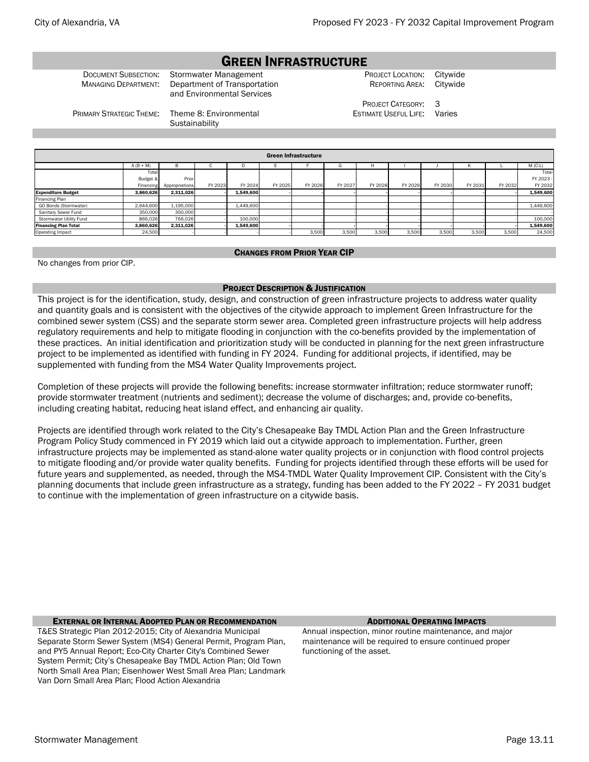# Green Infrastructure

| | | | |
|---|---|---|---|
| Document Subsection: | Stormwater Management | Project Location: | Citywide |
| Managing Department: | Department of Transportation and Environmental Services | Reporting Area: | Citywide |
| | | Project Category: | 3 |
| Primary Strategic Theme: | Theme 8: Environmental Sustainability | Estimate Useful Life: | Varies |

| Green Infrastructure | A (B + M) | B | C | D | E | F | G | H | I | J | K | L | M (C:L) |
|---|---|---|---|---|---|---|---|---|---|---|---|---|---|
| | Total Budget & Financing | Prior Appropriations | FY 2023 | FY 2024 | FY 2025 | FY 2026 | FY 2027 | FY 2028 | FY 2029 | FY 2030 | FY 2031 | FY 2032 | Total FY 2023 - FY 2032 |
| **Expenditure Budget** | **3,860,626** | **2,311,026** | **-** | **1,549,600** | **-** | **-** | **-** | **-** | **-** | **-** | **-** | **-** | **1,549,600** |
| Financing Plan | | | | | | | | | | | | | |
| GO Bonds (Stormwater) | 2,644,600 | 1,195,000 | - | 1,449,600 | - | - | - | - | - | - | - | - | 1,449,600 |
| Sanitary Sewer Fund | 350,000 | 350,000 | - | - | - | - | - | - | - | - | - | - | - |
| Stormwater Utility Fund | 866,026 | 766,026 | - | 100,000 | - | - | - | - | - | - | - | - | 100,000 |
| **Financing Plan Total** | **3,860,626** | **2,311,026** | **-** | **1,549,600** | **-** | **-** | **-** | **-** | **-** | **-** | **-** | **-** | **1,549,600** |
| Operating Impact | 24,500 | - | - | - | - | 3,500 | 3,500 | 3,500 | 3,500 | 3,500 | 3,500 | 3,500 | 24,500 |

## Changes from Prior Year CIP

No changes from prior CIP.

## Project Description & Justification

This project is for the identification, study, design, and construction of green infrastructure projects to address water quality and quantity goals and is consistent with the objectives of the citywide approach to implement Green Infrastructure for the combined sewer system (CSS) and the separate storm sewer area. Completed green infrastructure projects will help address regulatory requirements and help to mitigate flooding in conjunction with the co-benefits provided by the implementation of these practices. An initial identification and prioritization study will be conducted in planning for the next green infrastructure project to be implemented as identified with funding in FY 2024. Funding for additional projects, if identified, may be supplemented with funding from the MS4 Water Quality Improvements project.

Completion of these projects will provide the following benefits: increase stormwater infiltration; reduce stormwater runoff; provide stormwater treatment (nutrients and sediment); decrease the volume of discharges; and, provide co-benefits, including creating habitat, reducing heat island effect, and enhancing air quality.

Projects are identified through work related to the City's Chesapeake Bay TMDL Action Plan and the Green Infrastructure Program Policy Study commenced in FY 2019 which laid out a citywide approach to implementation. Further, green infrastructure projects may be implemented as stand-alone water quality projects or in conjunction with flood control projects to mitigate flooding and/or provide water quality benefits. Funding for projects identified through these efforts will be used for future years and supplemented, as needed, through the MS4-TMDL Water Quality Improvement CIP. Consistent with the City's planning documents that include green infrastructure as a strategy, funding has been added to the FY 2022 – FY 2031 budget to continue with the implementation of green infrastructure on a citywide basis.

## External or Internal Adopted Plan or Recommendation

T&ES Strategic Plan 2012-2015; City of Alexandria Municipal Separate Storm Sewer System (MS4) General Permit, Program Plan, and PY5 Annual Report; Eco-City Charter City's Combined Sewer System Permit; City's Chesapeake Bay TMDL Action Plan; Old Town North Small Area Plan; Eisenhower West Small Area Plan; Landmark Van Dorn Small Area Plan; Flood Action Alexandria

## Additional Operating Impacts

Annual inspection, minor routine maintenance, and major maintenance will be required to ensure continued proper functioning of the asset.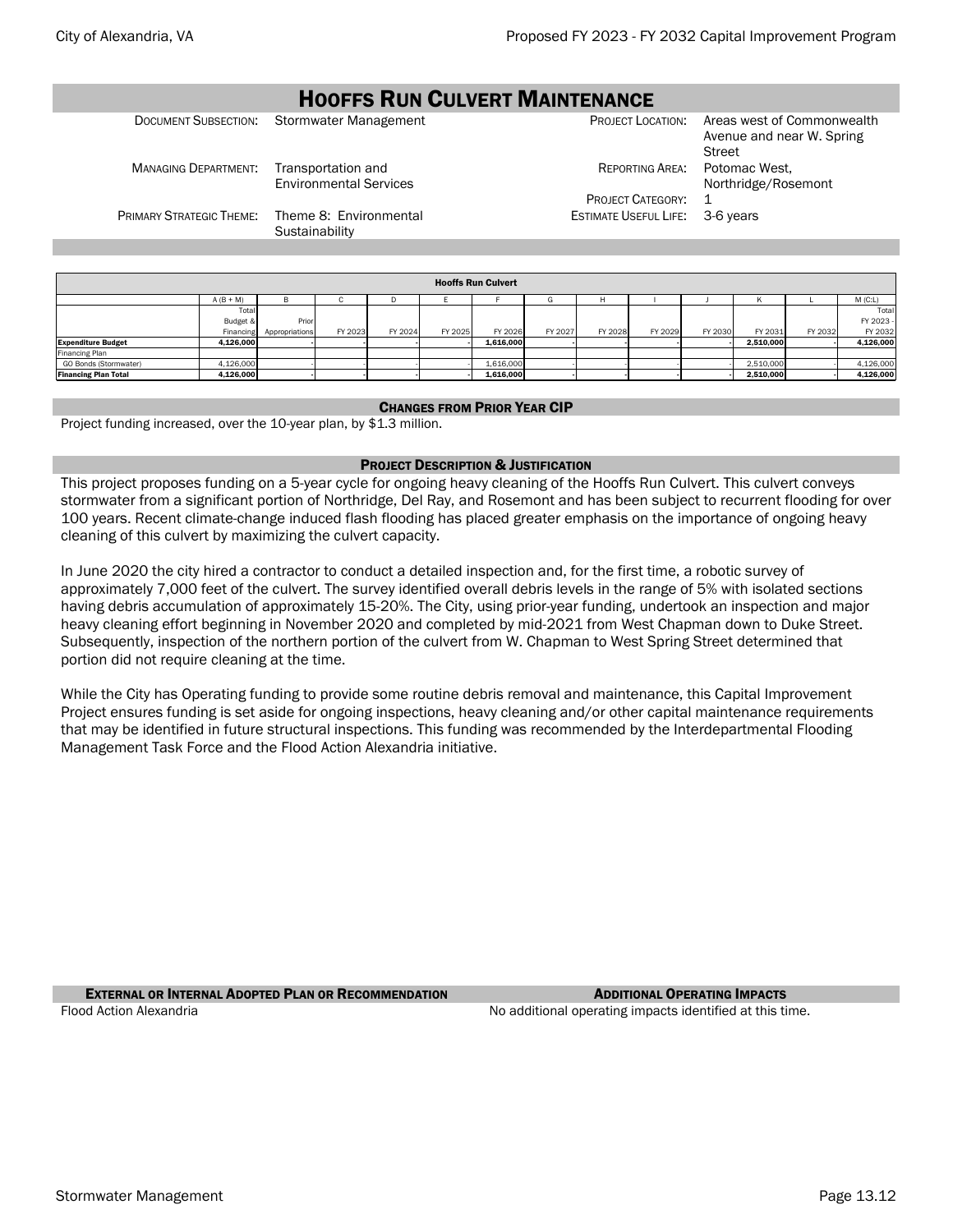# Hooffs Run Culvert Maintenance

| | | | |
|---|---|---|---|
| Document Subsection: | Stormwater Management | Project Location: | Areas west of Commonwealth Avenue and near W. Spring Street |
| Managing Department: | Transportation and Environmental Services | Reporting Area: | Potomac West, Northridge/Rosemont |
| | | Project Category: | 1 |
| Primary Strategic Theme: | Theme 8: Environmental Sustainability | Estimate Useful Life: | 3-6 years |

| Hooffs Run Culvert | | | | | | | | | | | | | |
|---|---|---|---|---|---|---|---|---|---|---|---|---|---|
| | A (B + M) | B | C | D | E | F | G | H | I | J | K | L | M (C:L) |
| | Total Budget & Financing | Prior Appropriations | FY 2023 | FY 2024 | FY 2025 | FY 2026 | FY 2027 | FY 2028 | FY 2029 | FY 2030 | FY 2031 | FY 2032 | Total FY 2023 - FY 2032 |
| **Expenditure Budget** | **4,126,000** | **-** | **-** | **-** | **-** | **1,616,000** | **-** | **-** | **-** | **-** | **2,510,000** | **-** | **4,126,000** |
| Financing Plan | | | | | | | | | | | | | |
| GO Bonds (Stormwater) | 4,126,000 | - | - | - | - | 1,616,000 | - | - | - | - | 2,510,000 | - | 4,126,000 |
| **Financing Plan Total** | **4,126,000** | **-** | **-** | **-** | **-** | **1,616,000** | **-** | **-** | **-** | **-** | **2,510,000** | **-** | **4,126,000** |

## Changes from Prior Year CIP

Project funding increased, over the 10-year plan, by $1.3 million.

## Project Description & Justification

This project proposes funding on a 5-year cycle for ongoing heavy cleaning of the Hooffs Run Culvert. This culvert conveys stormwater from a significant portion of Northridge, Del Ray, and Rosemont and has been subject to recurrent flooding for over 100 years. Recent climate-change induced flash flooding has placed greater emphasis on the importance of ongoing heavy cleaning of this culvert by maximizing the culvert capacity.

In June 2020 the city hired a contractor to conduct a detailed inspection and, for the first time, a robotic survey of approximately 7,000 feet of the culvert. The survey identified overall debris levels in the range of 5% with isolated sections having debris accumulation of approximately 15-20%. The City, using prior-year funding, undertook an inspection and major heavy cleaning effort beginning in November 2020 and completed by mid-2021 from West Chapman down to Duke Street. Subsequently, inspection of the northern portion of the culvert from W. Chapman to West Spring Street determined that portion did not require cleaning at the time.

While the City has Operating funding to provide some routine debris removal and maintenance, this Capital Improvement Project ensures funding is set aside for ongoing inspections, heavy cleaning and/or other capital maintenance requirements that may be identified in future structural inspections. This funding was recommended by the Interdepartmental Flooding Management Task Force and the Flood Action Alexandria initiative.

## External or Internal Adopted Plan or Recommendation

Flood Action Alexandria

## Additional Operating Impacts

No additional operating impacts identified at this time.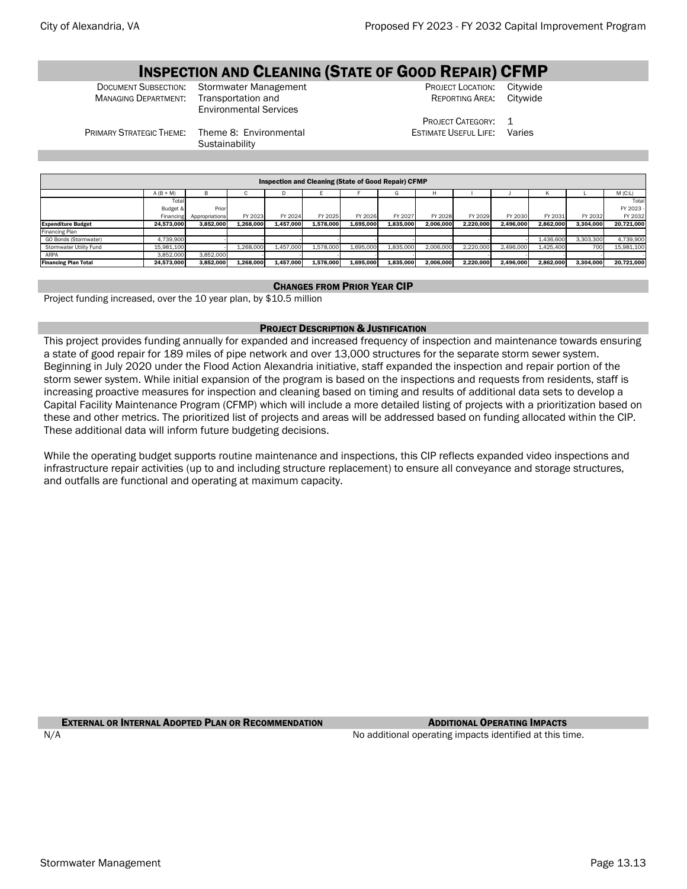# Inspection and Cleaning (State of Good Repair) CFMP

Document Subsection: Stormwater Management
Managing Department: Transportation and Environmental Services
Primary Strategic Theme: Theme 8: Environmental Sustainability

Project Location: Citywide
Reporting Area: Citywide
Project Category: 1
Estimate Useful Life: Varies

| Inspection and Cleaning (State of Good Repair) CFMP | A (B + M) | B | C | D | E | F | G | H | I | J | K | L | M (C:L) |
|---|---|---|---|---|---|---|---|---|---|---|---|---|---|
| | Total Budget & Financing | Prior Appropriations | FY 2023 | FY 2024 | FY 2025 | FY 2026 | FY 2027 | FY 2028 | FY 2029 | FY 2030 | FY 2031 | FY 2032 | Total FY 2023 - FY 2032 |
| **Expenditure Budget** | **24,573,000** | **3,852,000** | **1,268,000** | **1,457,000** | **1,578,000** | **1,695,000** | **1,835,000** | **2,006,000** | **2,220,000** | **2,496,000** | **2,862,000** | **3,304,000** | **20,721,000** |
| Financing Plan | | | | | | | | | | | | | |
| GO Bonds (Stormwater) | 4,739,900 | - | - | - | - | - | - | - | - | - | 1,436,600 | 3,303,300 | 4,739,900 |
| Stormwater Utility Fund | 15,981,100 | - | 1,268,000 | 1,457,000 | 1,578,000 | 1,695,000 | 1,835,000 | 2,006,000 | 2,220,000 | 2,496,000 | 1,425,400 | 700 | 15,981,100 |
| ARPA | 3,852,000 | 3,852,000 | - | - | - | - | - | - | - | - | - | - | - |
| **Financing Plan Total** | **24,573,000** | **3,852,000** | **1,268,000** | **1,457,000** | **1,578,000** | **1,695,000** | **1,835,000** | **2,006,000** | **2,220,000** | **2,496,000** | **2,862,000** | **3,304,000** | **20,721,000** |

## Changes from Prior Year CIP

Project funding increased, over the 10 year plan, by $10.5 million

## Project Description & Justification

This project provides funding annually for expanded and increased frequency of inspection and maintenance towards ensuring a state of good repair for 189 miles of pipe network and over 13,000 structures for the separate storm sewer system. Beginning in July 2020 under the Flood Action Alexandria initiative, staff expanded the inspection and repair portion of the storm sewer system. While initial expansion of the program is based on the inspections and requests from residents, staff is increasing proactive measures for inspection and cleaning based on timing and results of additional data sets to develop a Capital Facility Maintenance Program (CFMP) which will include a more detailed listing of projects with a prioritization based on these and other metrics. The prioritized list of projects and areas will be addressed based on funding allocated within the CIP. These additional data will inform future budgeting decisions.

While the operating budget supports routine maintenance and inspections, this CIP reflects expanded video inspections and infrastructure repair activities (up to and including structure replacement) to ensure all conveyance and storage structures, and outfalls are functional and operating at maximum capacity.

## External or Internal Adopted Plan or Recommendation

N/A

## Additional Operating Impacts

No additional operating impacts identified at this time.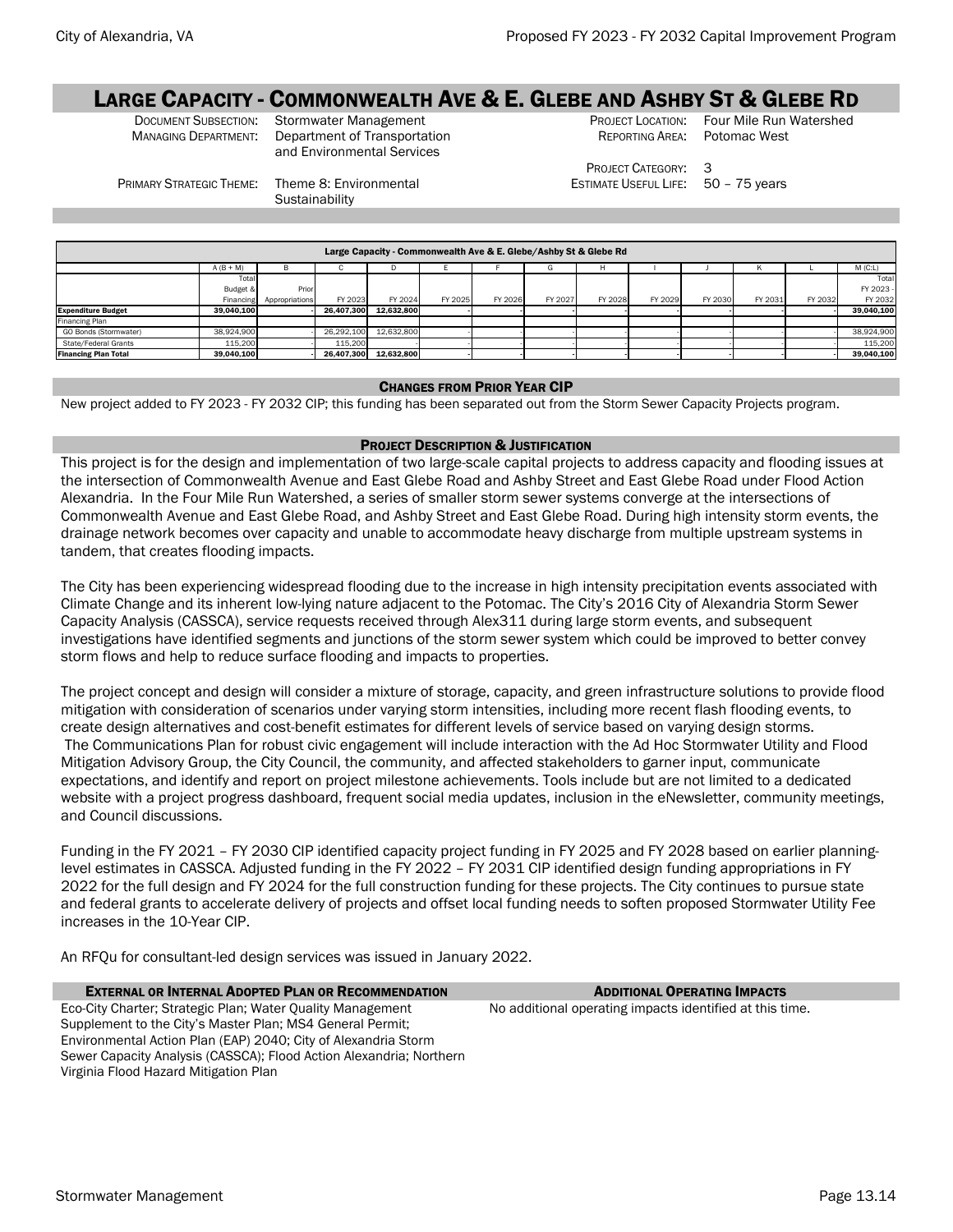# Large Capacity - Commonwealth Ave & E. Glebe and Ashby St & Glebe Rd

| | | | |
|---|---|---|---|
| Document Subsection: | Stormwater Management | Project Location: | Four Mile Run Watershed |
| Managing Department: | Department of Transportation and Environmental Services | Reporting Area: | Potomac West |
| | | Project Category: | 3 |
| Primary Strategic Theme: | Theme 8: Environmental Sustainability | Estimate Useful Life: | 50 – 75 years |

| Large Capacity - Commonwealth Ave & E. Glebe/Ashby St & Glebe Rd | | | | | | | | | | | | | |
|---|---|---|---|---|---|---|---|---|---|---|---|---|---|
| | A (B + M) | B | C | D | E | F | G | H | I | J | K | L | M (C:L) |
| | Total Budget & Financing | Prior Appropriations | FY 2023 | FY 2024 | FY 2025 | FY 2026 | FY 2027 | FY 2028 | FY 2029 | FY 2030 | FY 2031 | FY 2032 | Total FY 2023 - FY 2032 |
| **Expenditure Budget** | **39,040,100** | **-** | **26,407,300** | **12,632,800** | **-** | **-** | **-** | **-** | **-** | **-** | **-** | **-** | **39,040,100** |
| Financing Plan | | | | | | | | | | | | | |
| GO Bonds (Stormwater) | 38,924,900 | - | 26,292,100 | 12,632,800 | - | - | - | - | - | - | - | - | 38,924,900 |
| State/Federal Grants | 115,200 | - | 115,200 | - | - | - | - | - | - | - | - | - | 115,200 |
| **Financing Plan Total** | **39,040,100** | **-** | **26,407,300** | **12,632,800** | **-** | **-** | **-** | **-** | **-** | **-** | **-** | **-** | **39,040,100** |

## Changes from Prior Year CIP

New project added to FY 2023 - FY 2032 CIP; this funding has been separated out from the Storm Sewer Capacity Projects program.

## Project Description & Justification

This project is for the design and implementation of two large-scale capital projects to address capacity and flooding issues at the intersection of Commonwealth Avenue and East Glebe Road and Ashby Street and East Glebe Road under Flood Action Alexandria. In the Four Mile Run Watershed, a series of smaller storm sewer systems converge at the intersections of Commonwealth Avenue and East Glebe Road, and Ashby Street and East Glebe Road. During high intensity storm events, the drainage network becomes over capacity and unable to accommodate heavy discharge from multiple upstream systems in tandem, that creates flooding impacts.

The City has been experiencing widespread flooding due to the increase in high intensity precipitation events associated with Climate Change and its inherent low-lying nature adjacent to the Potomac. The City's 2016 City of Alexandria Storm Sewer Capacity Analysis (CASSCA), service requests received through Alex311 during large storm events, and subsequent investigations have identified segments and junctions of the storm sewer system which could be improved to better convey storm flows and help to reduce surface flooding and impacts to properties.

The project concept and design will consider a mixture of storage, capacity, and green infrastructure solutions to provide flood mitigation with consideration of scenarios under varying storm intensities, including more recent flash flooding events, to create design alternatives and cost-benefit estimates for different levels of service based on varying design storms. The Communications Plan for robust civic engagement will include interaction with the Ad Hoc Stormwater Utility and Flood Mitigation Advisory Group, the City Council, the community, and affected stakeholders to garner input, communicate expectations, and identify and report on project milestone achievements. Tools include but are not limited to a dedicated website with a project progress dashboard, frequent social media updates, inclusion in the eNewsletter, community meetings, and Council discussions.

Funding in the FY 2021 – FY 2030 CIP identified capacity project funding in FY 2025 and FY 2028 based on earlier planning-level estimates in CASSCA. Adjusted funding in the FY 2022 – FY 2031 CIP identified design funding appropriations in FY 2022 for the full design and FY 2024 for the full construction funding for these projects. The City continues to pursue state and federal grants to accelerate delivery of projects and offset local funding needs to soften proposed Stormwater Utility Fee increases in the 10-Year CIP.

An RFQu for consultant-led design services was issued in January 2022.

## External or Internal Adopted Plan or Recommendation

Eco-City Charter; Strategic Plan; Water Quality Management Supplement to the City's Master Plan; MS4 General Permit; Environmental Action Plan (EAP) 2040; City of Alexandria Storm Sewer Capacity Analysis (CASSCA); Flood Action Alexandria; Northern Virginia Flood Hazard Mitigation Plan

## Additional Operating Impacts

No additional operating impacts identified at this time.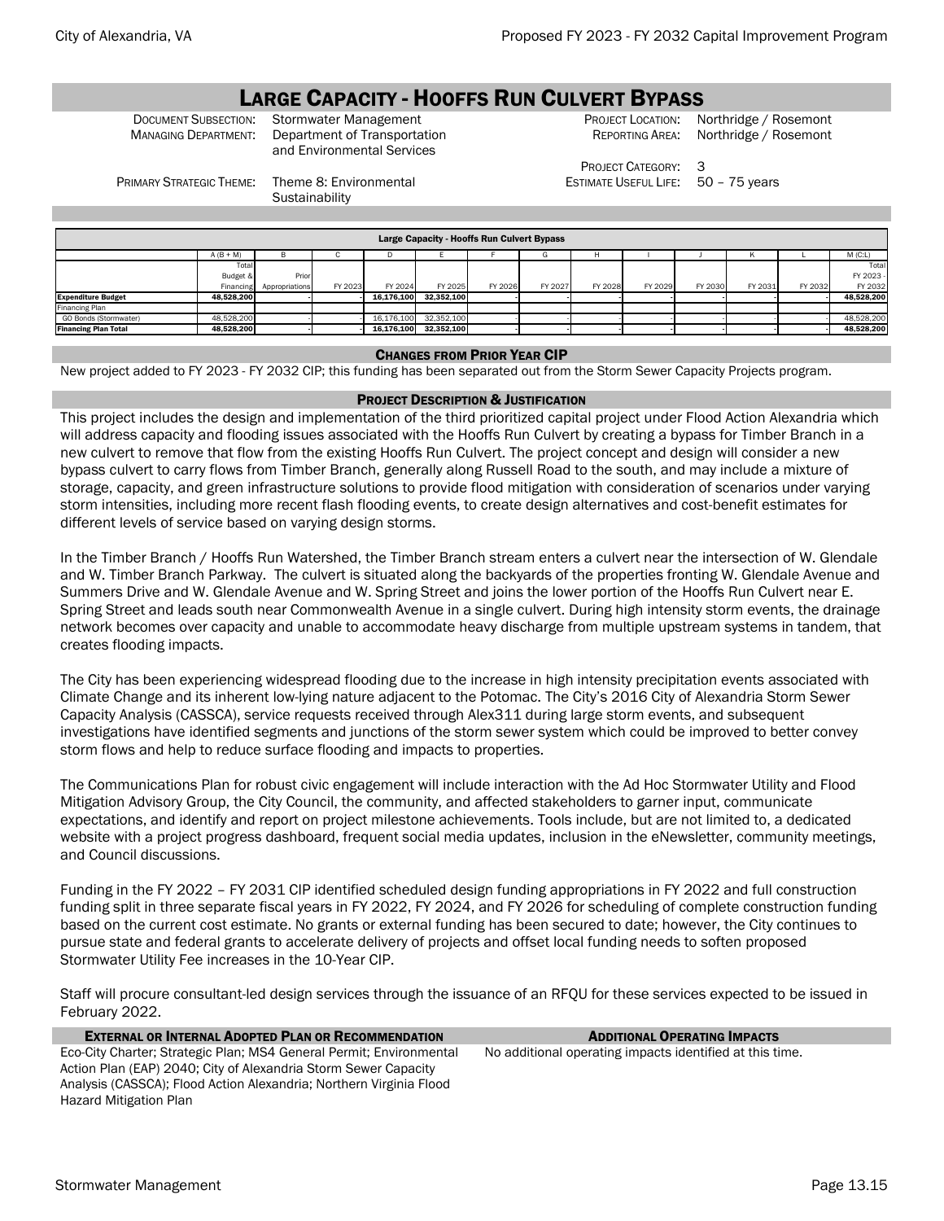# LARGE CAPACITY - HOOFFS RUN CULVERT BYPASS

DOCUMENT SUBSECTION: Stormwater Management
MANAGING DEPARTMENT: Department of Transportation and Environmental Services
PRIMARY STRATEGIC THEME: Theme 8: Environmental Sustainability

PROJECT LOCATION: Northridge / Rosemont
REPORTING AREA: Northridge / Rosemont
PROJECT CATEGORY: 3
ESTIMATE USEFUL LIFE: 50 – 75 years

| Large Capacity - Hooffs Run Culvert Bypass | | | | | | | | | | | | | |
|---|---|---|---|---|---|---|---|---|---|---|---|---|---|
| | A (B + M) | B | C | D | E | F | G | H | I | J | K | L | M (C:L) |
| | Total Budget & Financing | Prior Appropriations | FY 2023 | FY 2024 | FY 2025 | FY 2026 | FY 2027 | FY 2028 | FY 2029 | FY 2030 | FY 2031 | FY 2032 | Total FY 2023 - FY 2032 |
| **Expenditure Budget** | **48,528,200** | - | - | **16,176,100** | **32,352,100** | - | - | - | - | - | - | - | **48,528,200** |
| Financing Plan | | | | | | | | | | | | | |
| GO Bonds (Stormwater) | 48,528,200 | - | - | 16,176,100 | 32,352,100 | - | - | - | - | - | - | - | 48,528,200 |
| **Financing Plan Total** | **48,528,200** | - | - | **16,176,100** | **32,352,100** | - | - | - | - | - | - | - | **48,528,200** |

## CHANGES FROM PRIOR YEAR CIP

New project added to FY 2023 - FY 2032 CIP; this funding has been separated out from the Storm Sewer Capacity Projects program.

## PROJECT DESCRIPTION & JUSTIFICATION

This project includes the design and implementation of the third prioritized capital project under Flood Action Alexandria which will address capacity and flooding issues associated with the Hooffs Run Culvert by creating a bypass for Timber Branch in a new culvert to remove that flow from the existing Hooffs Run Culvert. The project concept and design will consider a new bypass culvert to carry flows from Timber Branch, generally along Russell Road to the south, and may include a mixture of storage, capacity, and green infrastructure solutions to provide flood mitigation with consideration of scenarios under varying storm intensities, including more recent flash flooding events, to create design alternatives and cost-benefit estimates for different levels of service based on varying design storms.

In the Timber Branch / Hooffs Run Watershed, the Timber Branch stream enters a culvert near the intersection of W. Glendale and W. Timber Branch Parkway. The culvert is situated along the backyards of the properties fronting W. Glendale Avenue and Summers Drive and W. Glendale Avenue and W. Spring Street and joins the lower portion of the Hooffs Run Culvert near E. Spring Street and leads south near Commonwealth Avenue in a single culvert. During high intensity storm events, the drainage network becomes over capacity and unable to accommodate heavy discharge from multiple upstream systems in tandem, that creates flooding impacts.

The City has been experiencing widespread flooding due to the increase in high intensity precipitation events associated with Climate Change and its inherent low-lying nature adjacent to the Potomac. The City's 2016 City of Alexandria Storm Sewer Capacity Analysis (CASSCA), service requests received through Alex311 during large storm events, and subsequent investigations have identified segments and junctions of the storm sewer system which could be improved to better convey storm flows and help to reduce surface flooding and impacts to properties.

The Communications Plan for robust civic engagement will include interaction with the Ad Hoc Stormwater Utility and Flood Mitigation Advisory Group, the City Council, the community, and affected stakeholders to garner input, communicate expectations, and identify and report on project milestone achievements. Tools include, but are not limited to, a dedicated website with a project progress dashboard, frequent social media updates, inclusion in the eNewsletter, community meetings, and Council discussions.

Funding in the FY 2022 – FY 2031 CIP identified scheduled design funding appropriations in FY 2022 and full construction funding split in three separate fiscal years in FY 2022, FY 2024, and FY 2026 for scheduling of complete construction funding based on the current cost estimate. No grants or external funding has been secured to date; however, the City continues to pursue state and federal grants to accelerate delivery of projects and offset local funding needs to soften proposed Stormwater Utility Fee increases in the 10-Year CIP.

Staff will procure consultant-led design services through the issuance of an RFQU for these services expected to be issued in February 2022.

## EXTERNAL OR INTERNAL ADOPTED PLAN OR RECOMMENDATION

Eco-City Charter; Strategic Plan; MS4 General Permit; Environmental Action Plan (EAP) 2040; City of Alexandria Storm Sewer Capacity Analysis (CASSCA); Flood Action Alexandria; Northern Virginia Flood Hazard Mitigation Plan

## ADDITIONAL OPERATING IMPACTS

No additional operating impacts identified at this time.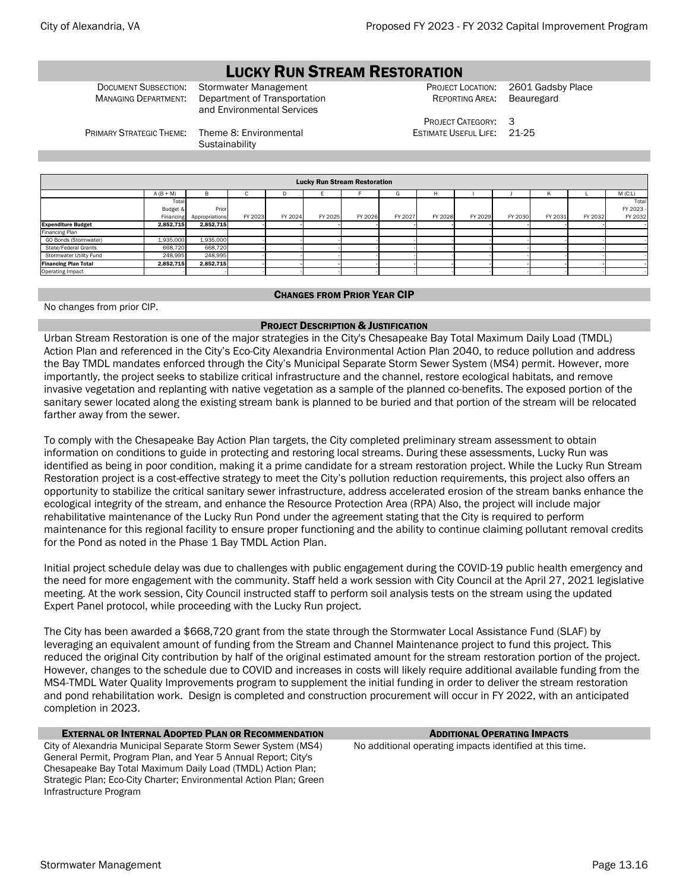# LUCKY RUN STREAM RESTORATION

| | | | |
|---|---|---|---|
| DOCUMENT SUBSECTION: | Stormwater Management | PROJECT LOCATION: | 2601 Gadsby Place |
| MANAGING DEPARTMENT: | Department of Transportation and Environmental Services | REPORTING AREA: | Beauregard |
| | | PROJECT CATEGORY: | 3 |
| PRIMARY STRATEGIC THEME: | Theme 8: Environmental Sustainability | ESTIMATE USEFUL LIFE: | 21-25 |

| Lucky Run Stream Restoration | | | | | | | | | | | | | |
|---|---|---|---|---|---|---|---|---|---|---|---|---|---|
| | A (B + M) | B | C | D | E | F | G | H | I | J | K | L | M (C:L) |
| | Total Budget & Financing | Prior Appropriations | FY 2023 | FY 2024 | FY 2025 | FY 2026 | FY 2027 | FY 2028 | FY 2029 | FY 2030 | FY 2031 | FY 2032 | Total FY 2023 - FY 2032 |
| **Expenditure Budget** | **2,852,715** | **2,852,715** | **-** | **-** | **-** | **-** | **-** | **-** | **-** | **-** | **-** | **-** | **-** |
| Financing Plan | | | | | | | | | | | | | |
| GO Bonds (Stormwater) | 1,935,000 | 1,935,000 | - | - | - | - | - | - | - | - | - | - | - |
| State/Federal Grants | 668,720 | 668,720 | - | - | - | - | - | - | - | - | - | - | - |
| Stormwater Utility Fund | 248,995 | 248,995 | - | - | - | - | - | - | - | - | - | - | - |
| **Financing Plan Total** | **2,852,715** | **2,852,715** | **-** | **-** | **-** | **-** | **-** | **-** | **-** | **-** | **-** | **-** | **-** |
| Operating Impact | - | - | - | - | - | - | - | - | - | - | - | - | - |

## CHANGES FROM PRIOR YEAR CIP

No changes from prior CIP.

## PROJECT DESCRIPTION & JUSTIFICATION

Urban Stream Restoration is one of the major strategies in the City's Chesapeake Bay Total Maximum Daily Load (TMDL) Action Plan and referenced in the City's Eco-City Alexandria Environmental Action Plan 2040, to reduce pollution and address the Bay TMDL mandates enforced through the City's Municipal Separate Storm Sewer System (MS4) permit. However, more importantly, the project seeks to stabilize critical infrastructure and the channel, restore ecological habitats, and remove invasive vegetation and replanting with native vegetation as a sample of the planned co-benefits. The exposed portion of the sanitary sewer located along the existing stream bank is planned to be buried and that portion of the stream will be relocated farther away from the sewer.

To comply with the Chesapeake Bay Action Plan targets, the City completed preliminary stream assessment to obtain information on conditions to guide in protecting and restoring local streams. During these assessments, Lucky Run was identified as being in poor condition, making it a prime candidate for a stream restoration project. While the Lucky Run Stream Restoration project is a cost-effective strategy to meet the City's pollution reduction requirements, this project also offers an opportunity to stabilize the critical sanitary sewer infrastructure, address accelerated erosion of the stream banks enhance the ecological integrity of the stream, and enhance the Resource Protection Area (RPA) Also, the project will include major rehabilitative maintenance of the Lucky Run Pond under the agreement stating that the City is required to perform maintenance for this regional facility to ensure proper functioning and the ability to continue claiming pollutant removal credits for the Pond as noted in the Phase 1 Bay TMDL Action Plan.

Initial project schedule delay was due to challenges with public engagement during the COVID-19 public health emergency and the need for more engagement with the community. Staff held a work session with City Council at the April 27, 2021 legislative meeting. At the work session, City Council instructed staff to perform soil analysis tests on the stream using the updated Expert Panel protocol, while proceeding with the Lucky Run project.

The City has been awarded a $668,720 grant from the state through the Stormwater Local Assistance Fund (SLAF) by leveraging an equivalent amount of funding from the Stream and Channel Maintenance project to fund this project. This reduced the original City contribution by half of the original estimated amount for the stream restoration portion of the project. However, changes to the schedule due to COVID and increases in costs will likely require additional available funding from the MS4-TMDL Water Quality Improvements program to supplement the initial funding in order to deliver the stream restoration and pond rehabilitation work. Design is completed and construction procurement will occur in FY 2022, with an anticipated completion in 2023.

## EXTERNAL OR INTERNAL ADOPTED PLAN OR RECOMMENDATION

City of Alexandria Municipal Separate Storm Sewer System (MS4) General Permit, Program Plan, and Year 5 Annual Report; City's Chesapeake Bay Total Maximum Daily Load (TMDL) Action Plan; Strategic Plan; Eco-City Charter; Environmental Action Plan; Green Infrastructure Program

## ADDITIONAL OPERATING IMPACTS

No additional operating impacts identified at this time.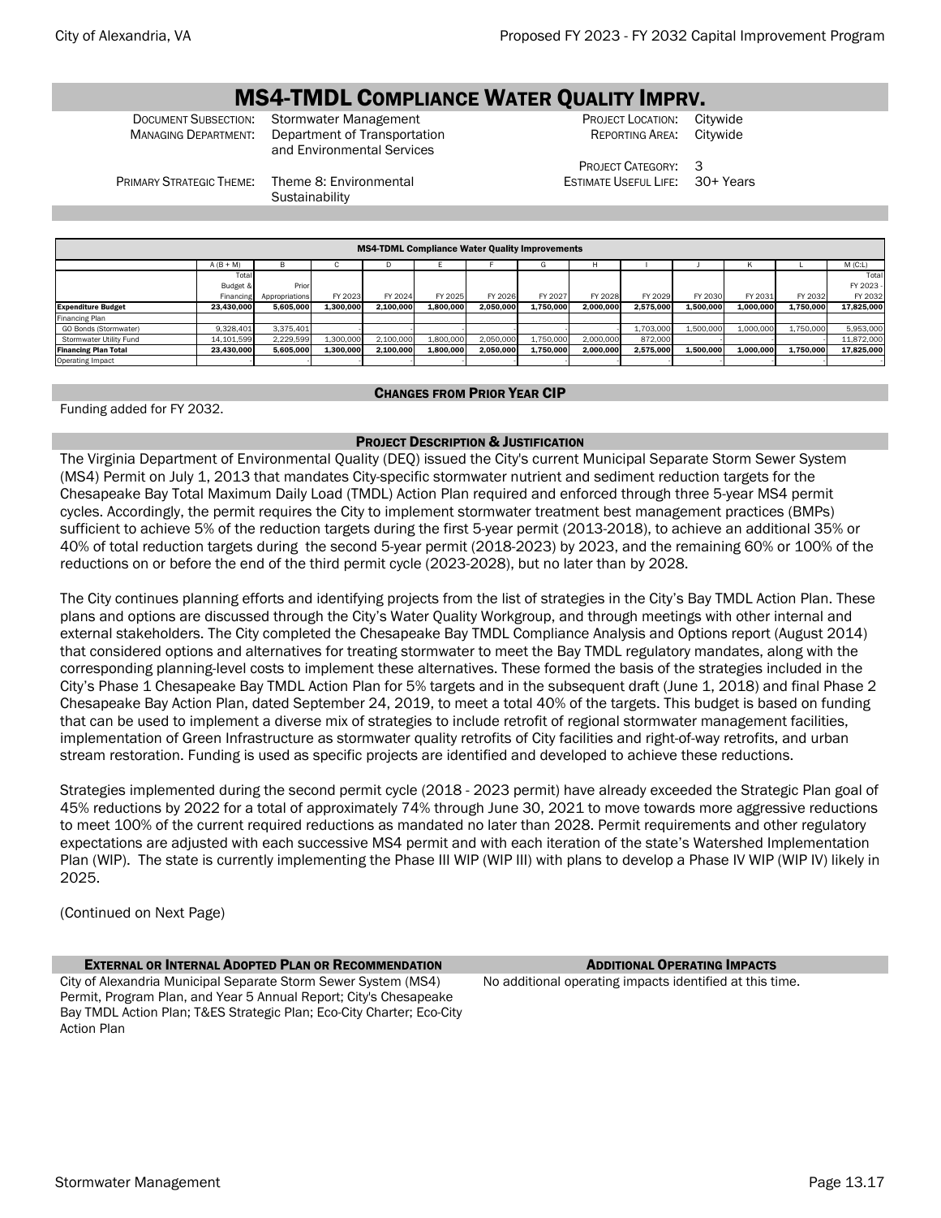# MS4-TMDL Compliance Water Quality Imprv.

| | | | |
|---|---|---|---|
| Document Subsection: | Stormwater Management | Project Location: | Citywide |
| Managing Department: | Department of Transportation and Environmental Services | Reporting Area: | Citywide |
| | | Project Category: | 3 |
| Primary Strategic Theme: | Theme 8: Environmental Sustainability | Estimate Useful Life: | 30+ Years |

| MS4-TDML Compliance Water Quality Improvements | | | | | | | | | | | | | |
|---|---|---|---|---|---|---|---|---|---|---|---|---|---|
| | A (B + M) | B | C | D | E | F | G | H | I | J | K | L | M (C:L) |
| | Total Budget & Financing | Prior Appropriations | FY 2023 | FY 2024 | FY 2025 | FY 2026 | FY 2027 | FY 2028 | FY 2029 | FY 2030 | FY 2031 | FY 2032 | Total FY 2023 - FY 2032 |
| **Expenditure Budget** | **23,430,000** | **5,605,000** | **1,300,000** | **2,100,000** | **1,800,000** | **2,050,000** | **1,750,000** | **2,000,000** | **2,575,000** | **1,500,000** | **1,000,000** | **1,750,000** | **17,825,000** |
| Financing Plan | | | | | | | | | | | | | |
| GO Bonds (Stormwater) | 9,328,401 | 3,375,401 | - | - | - | - | - | - | 1,703,000 | 1,500,000 | 1,000,000 | 1,750,000 | 5,953,000 |
| Stormwater Utility Fund | 14,101,599 | 2,229,599 | 1,300,000 | 2,100,000 | 1,800,000 | 2,050,000 | 1,750,000 | 2,000,000 | 872,000 | - | - | - | 11,872,000 |
| **Financing Plan Total** | **23,430,000** | **5,605,000** | **1,300,000** | **2,100,000** | **1,800,000** | **2,050,000** | **1,750,000** | **2,000,000** | **2,575,000** | **1,500,000** | **1,000,000** | **1,750,000** | **17,825,000** |
| Operating Impact | - | - | - | - | - | - | - | - | - | - | - | - | - |

## Changes from Prior Year CIP

Funding added for FY 2032.

## Project Description & Justification

The Virginia Department of Environmental Quality (DEQ) issued the City's current Municipal Separate Storm Sewer System (MS4) Permit on July 1, 2013 that mandates City-specific stormwater nutrient and sediment reduction targets for the Chesapeake Bay Total Maximum Daily Load (TMDL) Action Plan required and enforced through three 5-year MS4 permit cycles. Accordingly, the permit requires the City to implement stormwater treatment best management practices (BMPs) sufficient to achieve 5% of the reduction targets during the first 5-year permit (2013-2018), to achieve an additional 35% or 40% of total reduction targets during the second 5-year permit (2018-2023) by 2023, and the remaining 60% or 100% of the reductions on or before the end of the third permit cycle (2023-2028), but no later than by 2028.

The City continues planning efforts and identifying projects from the list of strategies in the City's Bay TMDL Action Plan. These plans and options are discussed through the City's Water Quality Workgroup, and through meetings with other internal and external stakeholders. The City completed the Chesapeake Bay TMDL Compliance Analysis and Options report (August 2014) that considered options and alternatives for treating stormwater to meet the Bay TMDL regulatory mandates, along with the corresponding planning-level costs to implement these alternatives. These formed the basis of the strategies included in the City's Phase 1 Chesapeake Bay TMDL Action Plan for 5% targets and in the subsequent draft (June 1, 2018) and final Phase 2 Chesapeake Bay Action Plan, dated September 24, 2019, to meet a total 40% of the targets. This budget is based on funding that can be used to implement a diverse mix of strategies to include retrofit of regional stormwater management facilities, implementation of Green Infrastructure as stormwater quality retrofits of City facilities and right-of-way retrofits, and urban stream restoration. Funding is used as specific projects are identified and developed to achieve these reductions.

Strategies implemented during the second permit cycle (2018 - 2023 permit) have already exceeded the Strategic Plan goal of 45% reductions by 2022 for a total of approximately 74% through June 30, 2021 to move towards more aggressive reductions to meet 100% of the current required reductions as mandated no later than 2028. Permit requirements and other regulatory expectations are adjusted with each successive MS4 permit and with each iteration of the state's Watershed Implementation Plan (WIP). The state is currently implementing the Phase III WIP (WIP III) with plans to develop a Phase IV WIP (WIP IV) likely in 2025.

(Continued on Next Page)

## External or Internal Adopted Plan or Recommendation

City of Alexandria Municipal Separate Storm Sewer System (MS4) Permit, Program Plan, and Year 5 Annual Report; City's Chesapeake Bay TMDL Action Plan; T&ES Strategic Plan; Eco-City Charter; Eco-City Action Plan

## Additional Operating Impacts

No additional operating impacts identified at this time.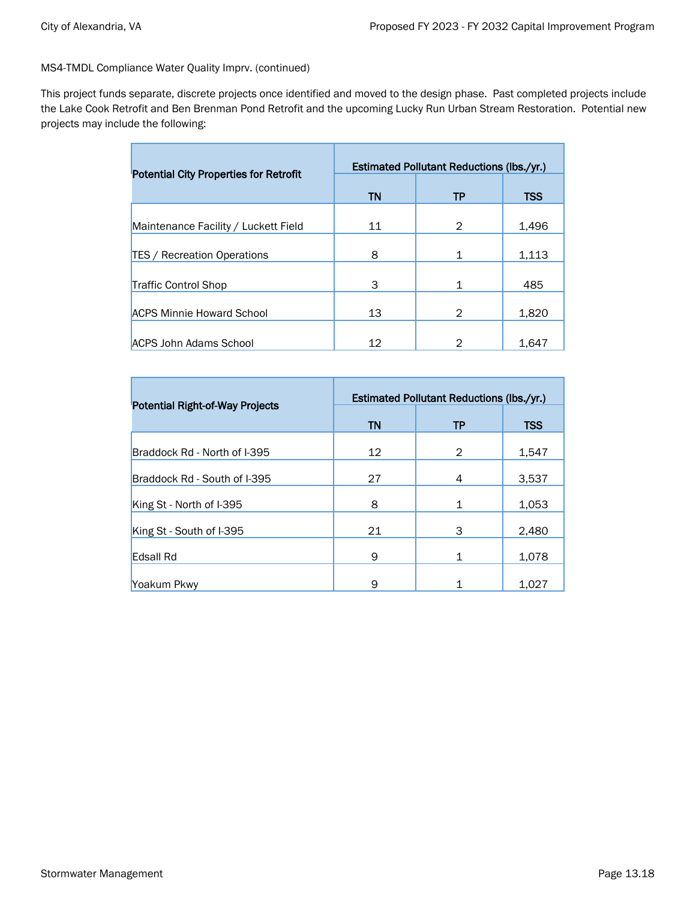MS4-TMDL Compliance Water Quality Imprv. (continued)

This project funds separate, discrete projects once identified and moved to the design phase. Past completed projects include the Lake Cook Retrofit and Ben Brenman Pond Retrofit and the upcoming Lucky Run Urban Stream Restoration. Potential new projects may include the following:

| Potential City Properties for Retrofit | Estimated Pollutant Reductions (lbs./yr.) | | |
|---|---|---|---|
| | TN | TP | TSS |
| Maintenance Facility / Luckett Field | 11 | 2 | 1,496 |
| TES / Recreation Operations | 8 | 1 | 1,113 |
| Traffic Control Shop | 3 | 1 | 485 |
| ACPS Minnie Howard School | 13 | 2 | 1,820 |
| ACPS John Adams School | 12 | 2 | 1,647 |

| Potential Right-of-Way Projects | Estimated Pollutant Reductions (lbs./yr.) | | |
|---|---|---|---|
| | TN | TP | TSS |
| Braddock Rd - North of I-395 | 12 | 2 | 1,547 |
| Braddock Rd - South of I-395 | 27 | 4 | 3,537 |
| King St - North of I-395 | 8 | 1 | 1,053 |
| King St - South of I-395 | 21 | 3 | 2,480 |
| Edsall Rd | 9 | 1 | 1,078 |
| Yoakum Pkwy | 9 | 1 | 1,027 |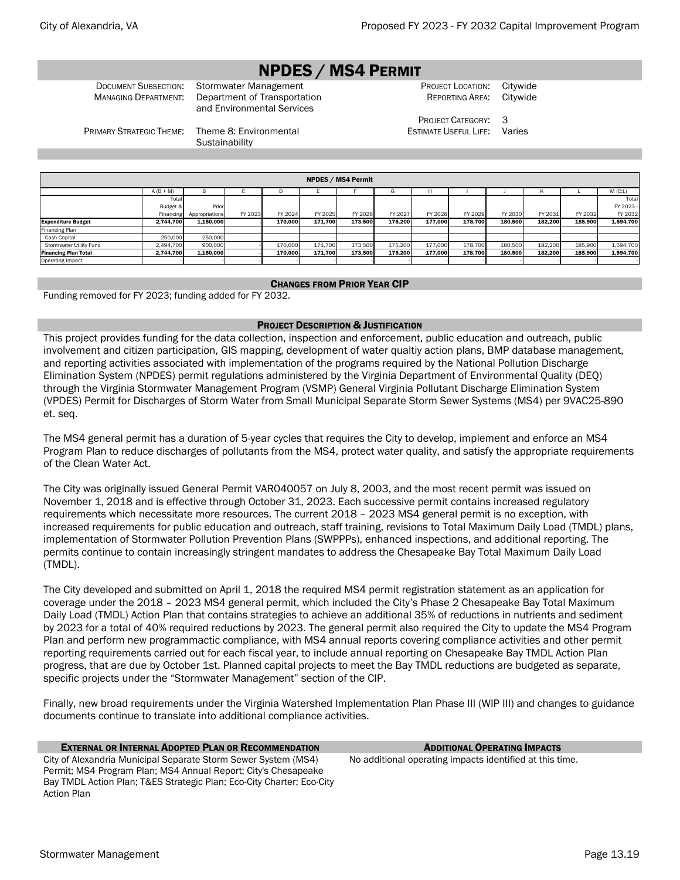# NPDES / MS4 Permit

| | | | |
|---|---|---|---|
| Document Subsection: | Stormwater Management | Project Location: | Citywide |
| Managing Department: | Department of Transportation and Environmental Services | Reporting Area: | Citywide |
| | | Project Category: | 3 |
| Primary Strategic Theme: | Theme 8: Environmental Sustainability | Estimate Useful Life: | Varies |

| NPDES / MS4 Permit | A (B + M) | B | C | D | E | F | G | H | I | J | K | L | M (C:L) |
|---|---|---|---|---|---|---|---|---|---|---|---|---|---|
| | Total Budget & Financing | Prior Appropriations | FY 2023 | FY 2024 | FY 2025 | FY 2026 | FY 2027 | FY 2028 | FY 2029 | FY 2030 | FY 2031 | FY 2032 | Total FY 2023 - FY 2032 |
| **Expenditure Budget** | **2,744,700** | **1,150,000** | **-** | **170,000** | **171,700** | **173,500** | **175,200** | **177,000** | **178,700** | **180,500** | **182,200** | **185,900** | **1,594,700** |
| Financing Plan | | | | | | | | | | | | | |
| Cash Capital | 250,000 | 250,000 | - | - | - | - | - | - | - | - | - | - | - |
| Stormwater Utility Fund | 2,494,700 | 900,000 | - | 170,000 | 171,700 | 173,500 | 175,200 | 177,000 | 178,700 | 180,500 | 182,200 | 185,900 | 1,594,700 |
| **Financing Plan Total** | **2,744,700** | **1,150,000** | **-** | **170,000** | **171,700** | **173,500** | **175,200** | **177,000** | **178,700** | **180,500** | **182,200** | **185,900** | **1,594,700** |
| Operating Impact | - | - | - | - | - | - | - | - | - | - | - | - | - |

## Changes from Prior Year CIP

Funding removed for FY 2023; funding added for FY 2032.

## Project Description & Justification

This project provides funding for the data collection, inspection and enforcement, public education and outreach, public involvement and citizen participation, GIS mapping, development of water qualtiy action plans, BMP database management, and reporting activities associated with implementation of the programs required by the National Pollution Discharge Elimination System (NPDES) permit regulations administered by the Virginia Department of Environmental Quality (DEQ) through the Virginia Stormwater Management Program (VSMP) General Virginia Pollutant Discharge Elimination System (VPDES) Permit for Discharges of Storm Water from Small Municipal Separate Storm Sewer Systems (MS4) per 9VAC25-890 et. seq.

The MS4 general permit has a duration of 5-year cycles that requires the City to develop, implement and enforce an MS4 Program Plan to reduce discharges of pollutants from the MS4, protect water quality, and satisfy the appropriate requirements of the Clean Water Act.

The City was originally issued General Permit VAR040057 on July 8, 2003, and the most recent permit was issued on November 1, 2018 and is effective through October 31, 2023. Each successive permit contains increased regulatory requirements which necessitate more resources. The current 2018 – 2023 MS4 general permit is no exception, with increased requirements for public education and outreach, staff training, revisions to Total Maximum Daily Load (TMDL) plans, implementation of Stormwater Pollution Prevention Plans (SWPPPs), enhanced inspections, and additional reporting. The permits continue to contain increasingly stringent mandates to address the Chesapeake Bay Total Maximum Daily Load (TMDL).

The City developed and submitted on April 1, 2018 the required MS4 permit registration statement as an application for coverage under the 2018 – 2023 MS4 general permit, which included the City's Phase 2 Chesapeake Bay Total Maximum Daily Load (TMDL) Action Plan that contains strategies to achieve an additional 35% of reductions in nutrients and sediment by 2023 for a total of 40% required reductions by 2023. The general permit also required the City to update the MS4 Program Plan and perform new programmactic compliance, with MS4 annual reports covering compliance activities and other permit reporting requirements carried out for each fiscal year, to include annual reporting on Chesapeake Bay TMDL Action Plan progress, that are due by October 1st. Planned capital projects to meet the Bay TMDL reductions are budgeted as separate, specific projects under the "Stormwater Management" section of the CIP.

Finally, new broad requirements under the Virginia Watershed Implementation Plan Phase III (WIP III) and changes to guidance documents continue to translate into additional compliance activities.

## External or Internal Adopted Plan or Recommendation

City of Alexandria Municipal Separate Storm Sewer System (MS4) Permit; MS4 Program Plan; MS4 Annual Report; City's Chesapeake Bay TMDL Action Plan; T&ES Strategic Plan; Eco-City Charter; Eco-City Action Plan

## Additional Operating Impacts

No additional operating impacts identified at this time.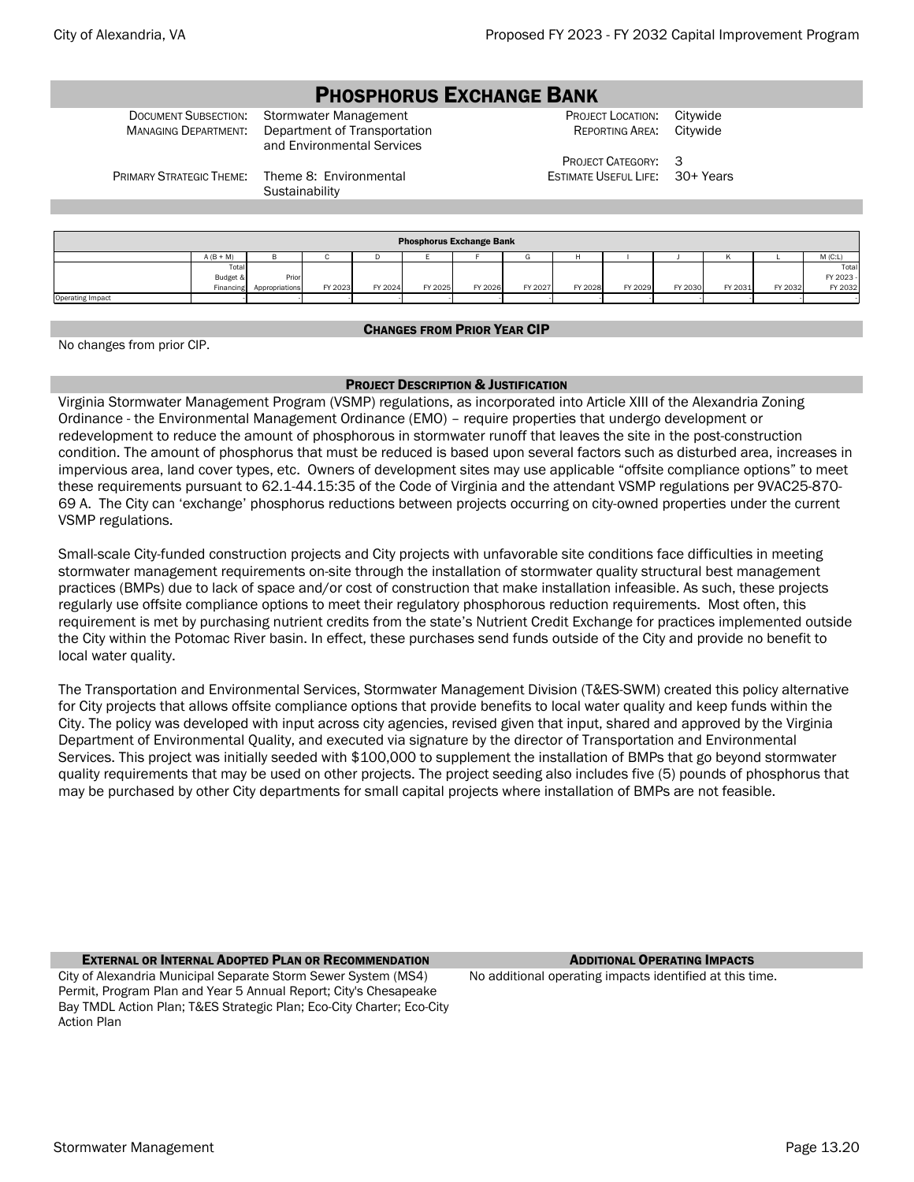# PHOSPHORUS EXCHANGE BANK

| | | | |
|---|---|---|---|
| DOCUMENT SUBSECTION: | Stormwater Management | PROJECT LOCATION: | Citywide |
| MANAGING DEPARTMENT: | Department of Transportation and Environmental Services | REPORTING AREA: | Citywide |
| | | PROJECT CATEGORY: | 3 |
| PRIMARY STRATEGIC THEME: | Theme 8: Environmental Sustainability | ESTIMATE USEFUL LIFE: | 30+ Years |

**Phosphorus Exchange Bank**

| | A (B + M) | B | C | D | E | F | G | H | I | J | K | L | M (C:L) |
|---|---|---|---|---|---|---|---|---|---|---|---|---|---|
| | Total Budget & Financing | Prior Appropriations | FY 2023 | FY 2024 | FY 2025 | FY 2026 | FY 2027 | FY 2028 | FY 2029 | FY 2030 | FY 2031 | FY 2032 | Total FY 2023 - FY 2032 |
| Operating Impact | - | - | - | - | - | - | - | - | - | - | - | - | - |

### CHANGES FROM PRIOR YEAR CIP

No changes from prior CIP.

### PROJECT DESCRIPTION & JUSTIFICATION

Virginia Stormwater Management Program (VSMP) regulations, as incorporated into Article XIII of the Alexandria Zoning Ordinance - the Environmental Management Ordinance (EMO) – require properties that undergo development or redevelopment to reduce the amount of phosphorous in stormwater runoff that leaves the site in the post-construction condition. The amount of phosphorus that must be reduced is based upon several factors such as disturbed area, increases in impervious area, land cover types, etc. Owners of development sites may use applicable "offsite compliance options" to meet these requirements pursuant to 62.1-44.15:35 of the Code of Virginia and the attendant VSMP regulations per 9VAC25-870-69 A. The City can 'exchange' phosphorus reductions between projects occurring on city-owned properties under the current VSMP regulations.

Small-scale City-funded construction projects and City projects with unfavorable site conditions face difficulties in meeting stormwater management requirements on-site through the installation of stormwater quality structural best management practices (BMPs) due to lack of space and/or cost of construction that make installation infeasible. As such, these projects regularly use offsite compliance options to meet their regulatory phosphorous reduction requirements. Most often, this requirement is met by purchasing nutrient credits from the state's Nutrient Credit Exchange for practices implemented outside the City within the Potomac River basin. In effect, these purchases send funds outside of the City and provide no benefit to local water quality.

The Transportation and Environmental Services, Stormwater Management Division (T&ES-SWM) created this policy alternative for City projects that allows offsite compliance options that provide benefits to local water quality and keep funds within the City. The policy was developed with input across city agencies, revised given that input, shared and approved by the Virginia Department of Environmental Quality, and executed via signature by the director of Transportation and Environmental Services. This project was initially seeded with $100,000 to supplement the installation of BMPs that go beyond stormwater quality requirements that may be used on other projects. The project seeding also includes five (5) pounds of phosphorus that may be purchased by other City departments for small capital projects where installation of BMPs are not feasible.

### EXTERNAL OR INTERNAL ADOPTED PLAN OR RECOMMENDATION

City of Alexandria Municipal Separate Storm Sewer System (MS4) Permit, Program Plan and Year 5 Annual Report; City's Chesapeake Bay TMDL Action Plan; T&ES Strategic Plan; Eco-City Charter; Eco-City Action Plan

### ADDITIONAL OPERATING IMPACTS

No additional operating impacts identified at this time.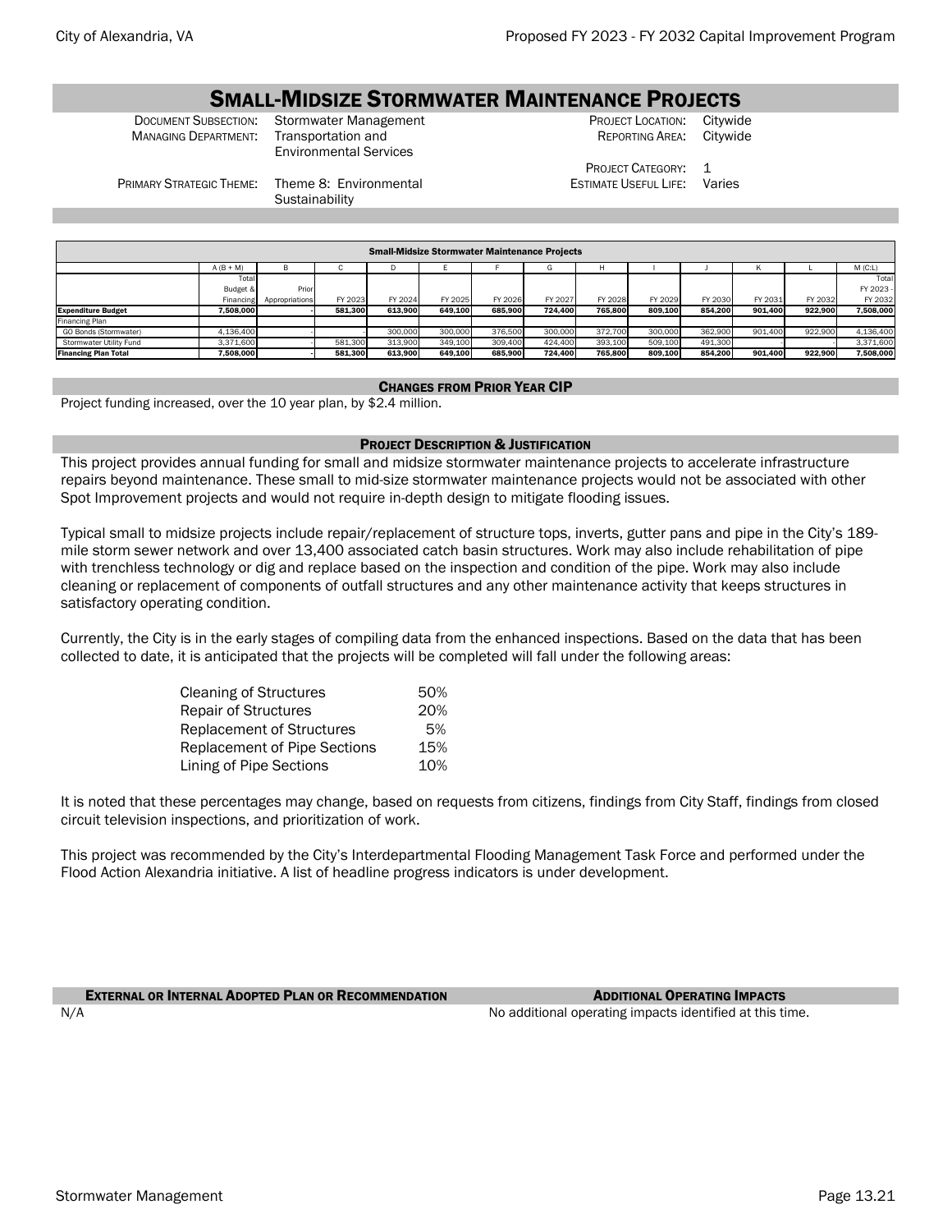# Small-Midsize Stormwater Maintenance Projects

| | | | |
|---|---|---|---|
| Document Subsection: | Stormwater Management | Project Location: | Citywide |
| Managing Department: | Transportation and Environmental Services | Reporting Area: | Citywide |
| | | Project Category: | 1 |
| Primary Strategic Theme: | Theme 8: Environmental Sustainability | Estimate Useful Life: | Varies |

| Small-Midsize Stormwater Maintenance Projects | A (B + M) | B | C | D | E | F | G | H | I | J | K | L | M (C:L) |
|---|---|---|---|---|---|---|---|---|---|---|---|---|---|
| | Total Budget & Financing | Prior Appropriations | FY 2023 | FY 2024 | FY 2025 | FY 2026 | FY 2027 | FY 2028 | FY 2029 | FY 2030 | FY 2031 | FY 2032 | Total FY 2023 - FY 2032 |
| **Expenditure Budget** | **7,508,000** | **-** | **581,300** | **613,900** | **649,100** | **685,900** | **724,400** | **765,800** | **809,100** | **854,200** | **901,400** | **922,900** | **7,508,000** |
| Financing Plan | | | | | | | | | | | | | |
| GO Bonds (Stormwater) | 4,136,400 | - | - | 300,000 | 300,000 | 376,500 | 300,000 | 372,700 | 300,000 | 362,900 | 901,400 | 922,900 | 4,136,400 |
| Stormwater Utility Fund | 3,371,600 | - | 581,300 | 313,900 | 349,100 | 309,400 | 424,400 | 393,100 | 509,100 | 491,300 | - | - | 3,371,600 |
| **Financing Plan Total** | **7,508,000** | **-** | **581,300** | **613,900** | **649,100** | **685,900** | **724,400** | **765,800** | **809,100** | **854,200** | **901,400** | **922,900** | **7,508,000** |

## Changes from Prior Year CIP

Project funding increased, over the 10 year plan, by $2.4 million.

## Project Description & Justification

This project provides annual funding for small and midsize stormwater maintenance projects to accelerate infrastructure repairs beyond maintenance. These small to mid-size stormwater maintenance projects would not be associated with other Spot Improvement projects and would not require in-depth design to mitigate flooding issues.

Typical small to midsize projects include repair/replacement of structure tops, inverts, gutter pans and pipe in the City's 189-mile storm sewer network and over 13,400 associated catch basin structures. Work may also include rehabilitation of pipe with trenchless technology or dig and replace based on the inspection and condition of the pipe. Work may also include cleaning or replacement of components of outfall structures and any other maintenance activity that keeps structures in satisfactory operating condition.

Currently, the City is in the early stages of compiling data from the enhanced inspections. Based on the data that has been collected to date, it is anticipated that the projects will be completed will fall under the following areas:

| | |
|---|---|
| Cleaning of Structures | 50% |
| Repair of Structures | 20% |
| Replacement of Structures | 5% |
| Replacement of Pipe Sections | 15% |
| Lining of Pipe Sections | 10% |

It is noted that these percentages may change, based on requests from citizens, findings from City Staff, findings from closed circuit television inspections, and prioritization of work.

This project was recommended by the City's Interdepartmental Flooding Management Task Force and performed under the Flood Action Alexandria initiative. A list of headline progress indicators is under development.

## External or Internal Adopted Plan or Recommendation

N/A

## Additional Operating Impacts

No additional operating impacts identified at this time.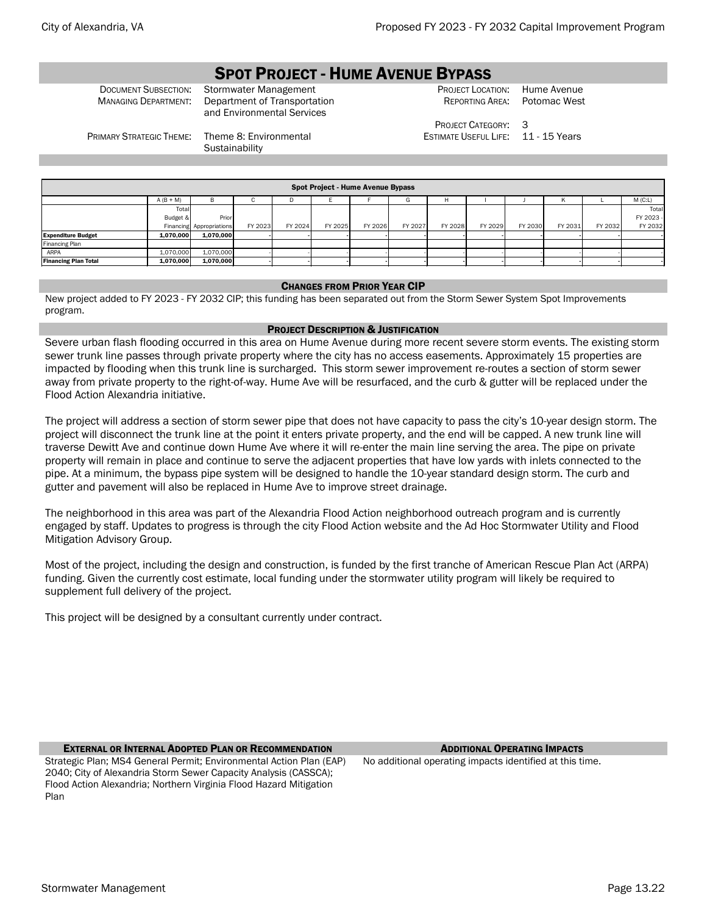# Spot Project - Hume Avenue Bypass

| | | | |
|---|---|---|---|
| Document Subsection: | Stormwater Management | Project Location: | Hume Avenue |
| Managing Department: | Department of Transportation and Environmental Services | Reporting Area: | Potomac West |
| | | Project Category: | 3 |
| Primary Strategic Theme: | Theme 8: Environmental Sustainability | Estimate Useful Life: | 11 - 15 Years |

| Spot Project - Hume Avenue Bypass | | | | | | | | | | | | | |
|---|---|---|---|---|---|---|---|---|---|---|---|---|---|
| | A (B + M) | B | C | D | E | F | G | H | I | J | K | L | M (C:L) |
| | Total Budget & Financing | Prior Appropriations | FY 2023 | FY 2024 | FY 2025 | FY 2026 | FY 2027 | FY 2028 | FY 2029 | FY 2030 | FY 2031 | FY 2032 | Total FY 2023 - FY 2032 |
| **Expenditure Budget** | **1,070,000** | **1,070,000** | - | - | - | - | - | - | - | - | - | - | - |
| Financing Plan | | | | | | | | | | | | | |
| ARPA | 1,070,000 | 1,070,000 | - | - | - | - | - | - | - | - | - | - | - |
| **Financing Plan Total** | **1,070,000** | **1,070,000** | - | - | - | - | - | - | - | - | - | - | - |

## Changes from Prior Year CIP

New project added to FY 2023 - FY 2032 CIP; this funding has been separated out from the Storm Sewer System Spot Improvements program.

## Project Description & Justification

Severe urban flash flooding occurred in this area on Hume Avenue during more recent severe storm events. The existing storm sewer trunk line passes through private property where the city has no access easements. Approximately 15 properties are impacted by flooding when this trunk line is surcharged. This storm sewer improvement re-routes a section of storm sewer away from private property to the right-of-way. Hume Ave will be resurfaced, and the curb & gutter will be replaced under the Flood Action Alexandria initiative.

The project will address a section of storm sewer pipe that does not have capacity to pass the city's 10-year design storm. The project will disconnect the trunk line at the point it enters private property, and the end will be capped. A new trunk line will traverse Dewitt Ave and continue down Hume Ave where it will re-enter the main line serving the area. The pipe on private property will remain in place and continue to serve the adjacent properties that have low yards with inlets connected to the pipe. At a minimum, the bypass pipe system will be designed to handle the 10-year standard design storm. The curb and gutter and pavement will also be replaced in Hume Ave to improve street drainage.

The neighborhood in this area was part of the Alexandria Flood Action neighborhood outreach program and is currently engaged by staff. Updates to progress is through the city Flood Action website and the Ad Hoc Stormwater Utility and Flood Mitigation Advisory Group.

Most of the project, including the design and construction, is funded by the first tranche of American Rescue Plan Act (ARPA) funding. Given the currently cost estimate, local funding under the stormwater utility program will likely be required to supplement full delivery of the project.

This project will be designed by a consultant currently under contract.

## External or Internal Adopted Plan or Recommendation

Strategic Plan; MS4 General Permit; Environmental Action Plan (EAP) 2040; City of Alexandria Storm Sewer Capacity Analysis (CASSCA); Flood Action Alexandria; Northern Virginia Flood Hazard Mitigation Plan

## Additional Operating Impacts

No additional operating impacts identified at this time.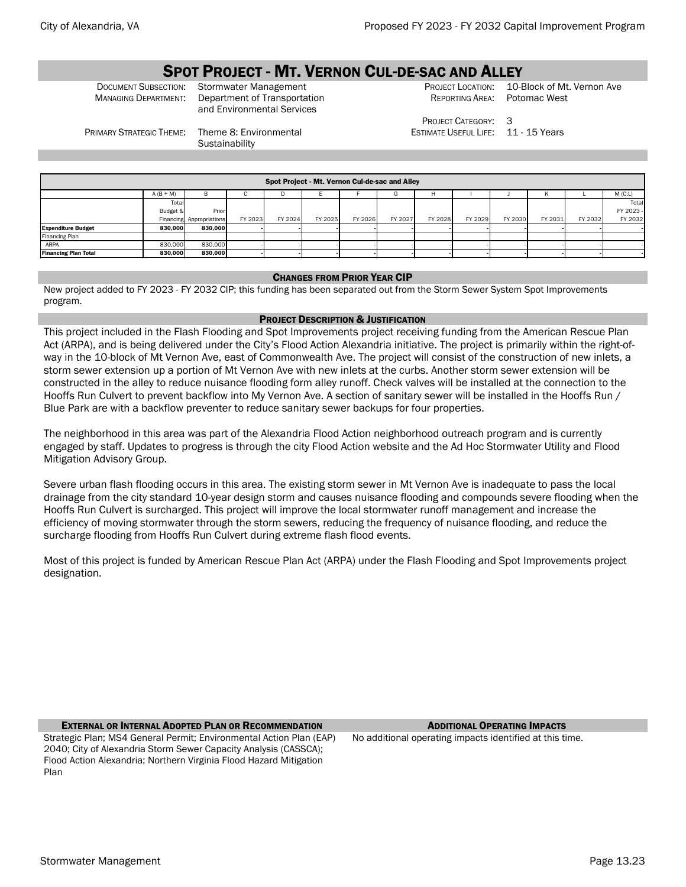# SPOT PROJECT - MT. VERNON CUL-DE-SAC AND ALLEY

DOCUMENT SUBSECTION: Stormwater Management
MANAGING DEPARTMENT: Department of Transportation and Environmental Services
PRIMARY STRATEGIC THEME: Theme 8: Environmental Sustainability

PROJECT LOCATION: 10-Block of Mt. Vernon Ave
REPORTING AREA: Potomac West
PROJECT CATEGORY: 3
ESTIMATE USEFUL LIFE: 11 - 15 Years

| Spot Project - Mt. Vernon Cul-de-sac and Alley | | | | | | | | | | | | | |
|---|---|---|---|---|---|---|---|---|---|---|---|---|---|
| | A (B + M) | B | C | D | E | F | G | H | I | J | K | L | M (C:L) |
| | Total Budget & Financing | Prior Appropriations | FY 2023 | FY 2024 | FY 2025 | FY 2026 | FY 2027 | FY 2028 | FY 2029 | FY 2030 | FY 2031 | FY 2032 | Total FY 2023 - FY 2032 |
| **Expenditure Budget** | **830,000** | **830,000** | - | - | - | - | - | - | - | - | - | - | - |
| Financing Plan | | | | | | | | | | | | | |
| ARPA | 830,000 | 830,000 | - | - | - | - | - | - | - | - | - | - | - |
| **Financing Plan Total** | **830,000** | **830,000** | - | - | - | - | - | - | - | - | - | - | - |

## CHANGES FROM PRIOR YEAR CIP

New project added to FY 2023 - FY 2032 CIP; this funding has been separated out from the Storm Sewer System Spot Improvements program.

## PROJECT DESCRIPTION & JUSTIFICATION

This project included in the Flash Flooding and Spot Improvements project receiving funding from the American Rescue Plan Act (ARPA), and is being delivered under the City's Flood Action Alexandria initiative. The project is primarily within the right-of-way in the 10-block of Mt Vernon Ave, east of Commonwealth Ave. The project will consist of the construction of new inlets, a storm sewer extension up a portion of Mt Vernon Ave with new inlets at the curbs. Another storm sewer extension will be constructed in the alley to reduce nuisance flooding form alley runoff. Check valves will be installed at the connection to the Hooffs Run Culvert to prevent backflow into My Vernon Ave. A section of sanitary sewer will be installed in the Hooffs Run / Blue Park are with a backflow preventer to reduce sanitary sewer backups for four properties.

The neighborhood in this area was part of the Alexandria Flood Action neighborhood outreach program and is currently engaged by staff. Updates to progress is through the city Flood Action website and the Ad Hoc Stormwater Utility and Flood Mitigation Advisory Group.

Severe urban flash flooding occurs in this area. The existing storm sewer in Mt Vernon Ave is inadequate to pass the local drainage from the city standard 10-year design storm and causes nuisance flooding and compounds severe flooding when the Hooffs Run Culvert is surcharged. This project will improve the local stormwater runoff management and increase the efficiency of moving stormwater through the storm sewers, reducing the frequency of nuisance flooding, and reduce the surcharge flooding from Hooffs Run Culvert during extreme flash flood events.

Most of this project is funded by American Rescue Plan Act (ARPA) under the Flash Flooding and Spot Improvements project designation.

## EXTERNAL OR INTERNAL ADOPTED PLAN OR RECOMMENDATION

Strategic Plan; MS4 General Permit; Environmental Action Plan (EAP) 2040; City of Alexandria Storm Sewer Capacity Analysis (CASSCA); Flood Action Alexandria; Northern Virginia Flood Hazard Mitigation Plan

## ADDITIONAL OPERATING IMPACTS

No additional operating impacts identified at this time.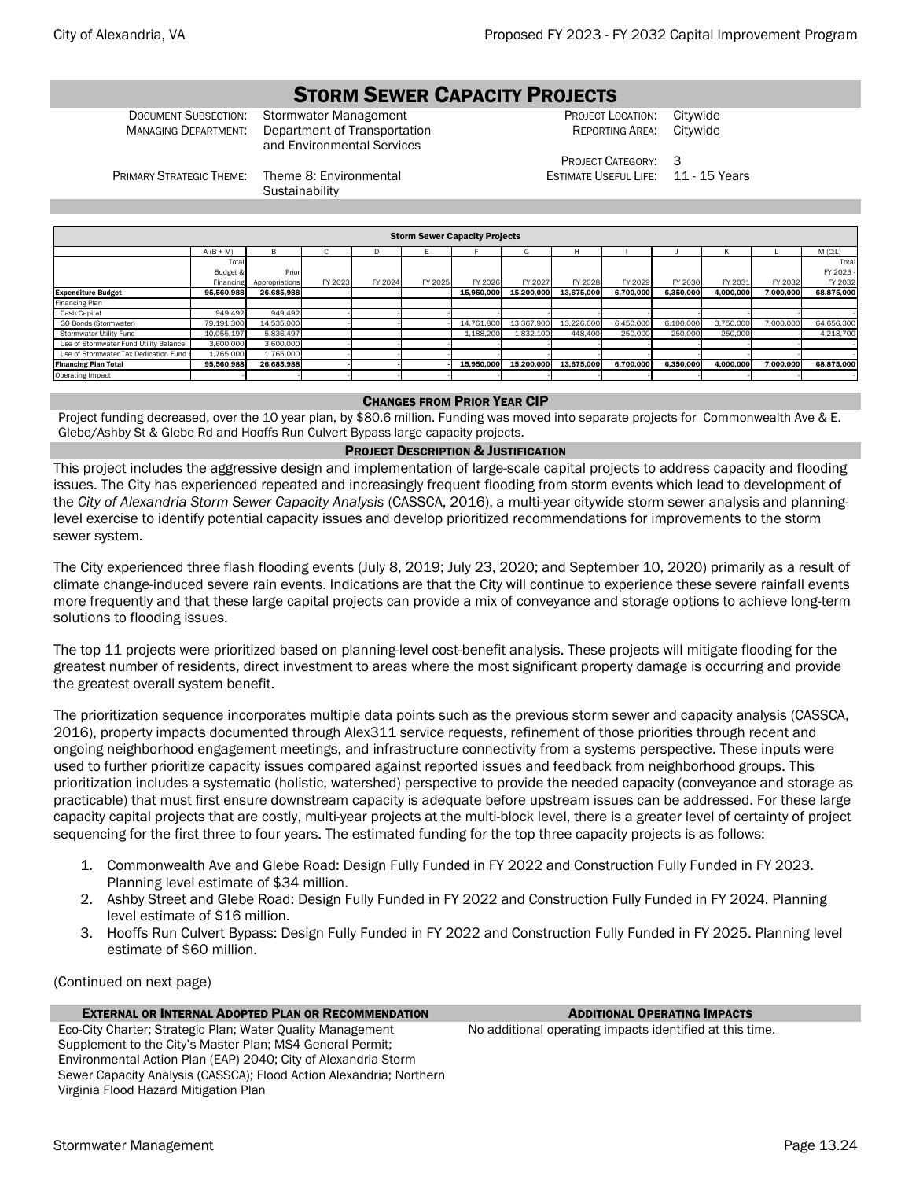# Storm Sewer Capacity Projects

| | | | |
|---|---|---|---|
| Document Subsection: | Stormwater Management | Project Location: | Citywide |
| Managing Department: | Department of Transportation and Environmental Services | Reporting Area: | Citywide |
| | | Project Category: | 3 |
| Primary Strategic Theme: | Theme 8: Environmental Sustainability | Estimate Useful Life: | 11 - 15 Years |

| Storm Sewer Capacity Projects | A (B + M) Total Budget & Financing | B Prior Appropriations | C FY 2023 | D FY 2024 | E FY 2025 | F FY 2026 | G FY 2027 | H FY 2028 | I FY 2029 | J FY 2030 | K FY 2031 | L FY 2032 | M (C:L) Total FY 2023 - FY 2032 |
|---|---|---|---|---|---|---|---|---|---|---|---|---|---|
| **Expenditure Budget** | **95,560,988** | **26,685,988** | - | - | - | **15,950,000** | **15,200,000** | **13,675,000** | **6,700,000** | **6,350,000** | **4,000,000** | **7,000,000** | **68,875,000** |
| Financing Plan | | | | | | | | | | | | | |
| Cash Capital | 949,492 | 949,492 | - | - | - | - | - | - | - | - | - | - | - |
| GO Bonds (Stormwater) | 79,191,300 | 14,535,000 | - | - | - | 14,761,800 | 13,367,900 | 13,226,600 | 6,450,000 | 6,100,000 | 3,750,000 | 7,000,000 | 64,656,300 |
| Stormwater Utility Fund | 10,055,197 | 5,836,497 | - | - | - | 1,188,200 | 1,832,100 | 448,400 | 250,000 | 250,000 | 250,000 | - | 4,218,700 |
| Use of Stormwater Fund Utility Balance | 3,600,000 | 3,600,000 | - | - | - | - | - | - | - | - | - | - | - |
| Use of Stormwater Tax Dedication Fund B | 1,765,000 | 1,765,000 | - | - | - | - | - | - | - | - | - | - | - |
| **Financing Plan Total** | **95,560,988** | **26,685,988** | - | - | - | **15,950,000** | **15,200,000** | **13,675,000** | **6,700,000** | **6,350,000** | **4,000,000** | **7,000,000** | **68,875,000** |
| Operating Impact | - | - | - | - | - | - | - | - | - | - | - | - | - |

## Changes from Prior Year CIP

Project funding decreased, over the 10 year plan, by $80.6 million. Funding was moved into separate projects for Commonwealth Ave & E. Glebe/Ashby St & Glebe Rd and Hooffs Run Culvert Bypass large capacity projects.

## Project Description & Justification

This project includes the aggressive design and implementation of large-scale capital projects to address capacity and flooding issues. The City has experienced repeated and increasingly frequent flooding from storm events which lead to development of the *City of Alexandria Storm Sewer Capacity Analysis* (CASSCA, 2016), a multi-year citywide storm sewer analysis and planning-level exercise to identify potential capacity issues and develop prioritized recommendations for improvements to the storm sewer system.

The City experienced three flash flooding events (July 8, 2019; July 23, 2020; and September 10, 2020) primarily as a result of climate change-induced severe rain events. Indications are that the City will continue to experience these severe rainfall events more frequently and that these large capital projects can provide a mix of conveyance and storage options to achieve long-term solutions to flooding issues.

The top 11 projects were prioritized based on planning-level cost-benefit analysis. These projects will mitigate flooding for the greatest number of residents, direct investment to areas where the most significant property damage is occurring and provide the greatest overall system benefit.

The prioritization sequence incorporates multiple data points such as the previous storm sewer and capacity analysis (CASSCA, 2016), property impacts documented through Alex311 service requests, refinement of those priorities through recent and ongoing neighborhood engagement meetings, and infrastructure connectivity from a systems perspective. These inputs were used to further prioritize capacity issues compared against reported issues and feedback from neighborhood groups. This prioritization includes a systematic (holistic, watershed) perspective to provide the needed capacity (conveyance and storage as practicable) that must first ensure downstream capacity is adequate before upstream issues can be addressed. For these large capacity capital projects that are costly, multi-year projects at the multi-block level, there is a greater level of certainty of project sequencing for the first three to four years. The estimated funding for the top three capacity projects is as follows:

1. Commonwealth Ave and Glebe Road: Design Fully Funded in FY 2022 and Construction Fully Funded in FY 2023. Planning level estimate of $34 million.
2. Ashby Street and Glebe Road: Design Fully Funded in FY 2022 and Construction Fully Funded in FY 2024. Planning level estimate of $16 million.
3. Hooffs Run Culvert Bypass: Design Fully Funded in FY 2022 and Construction Fully Funded in FY 2025. Planning level estimate of $60 million.

(Continued on next page)

## External or Internal Adopted Plan or Recommendation

Eco-City Charter; Strategic Plan; Water Quality Management Supplement to the City's Master Plan; MS4 General Permit; Environmental Action Plan (EAP) 2040; City of Alexandria Storm Sewer Capacity Analysis (CASSCA); Flood Action Alexandria; Northern Virginia Flood Hazard Mitigation Plan

## Additional Operating Impacts

No additional operating impacts identified at this time.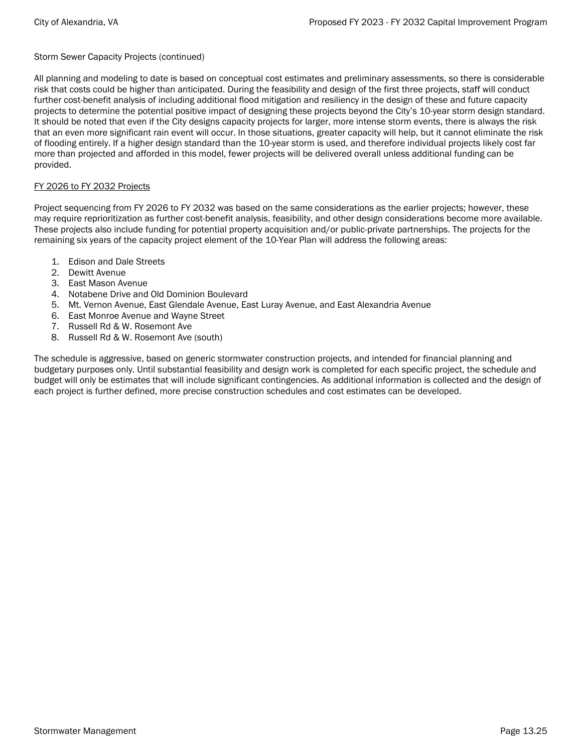Storm Sewer Capacity Projects (continued)

All planning and modeling to date is based on conceptual cost estimates and preliminary assessments, so there is considerable risk that costs could be higher than anticipated. During the feasibility and design of the first three projects, staff will conduct further cost-benefit analysis of including additional flood mitigation and resiliency in the design of these and future capacity projects to determine the potential positive impact of designing these projects beyond the City's 10-year storm design standard. It should be noted that even if the City designs capacity projects for larger, more intense storm events, there is always the risk that an even more significant rain event will occur. In those situations, greater capacity will help, but it cannot eliminate the risk of flooding entirely. If a higher design standard than the 10-year storm is used, and therefore individual projects likely cost far more than projected and afforded in this model, fewer projects will be delivered overall unless additional funding can be provided.

<u>FY 2026 to FY 2032 Projects</u>

Project sequencing from FY 2026 to FY 2032 was based on the same considerations as the earlier projects; however, these may require reprioritization as further cost-benefit analysis, feasibility, and other design considerations become more available. These projects also include funding for potential property acquisition and/or public-private partnerships. The projects for the remaining six years of the capacity project element of the 10-Year Plan will address the following areas:

1. Edison and Dale Streets
2. Dewitt Avenue
3. East Mason Avenue
4. Notabene Drive and Old Dominion Boulevard
5. Mt. Vernon Avenue, East Glendale Avenue, East Luray Avenue, and East Alexandria Avenue
6. East Monroe Avenue and Wayne Street
7. Russell Rd & W. Rosemont Ave
8. Russell Rd & W. Rosemont Ave (south)

The schedule is aggressive, based on generic stormwater construction projects, and intended for financial planning and budgetary purposes only. Until substantial feasibility and design work is completed for each specific project, the schedule and budget will only be estimates that will include significant contingencies. As additional information is collected and the design of each project is further defined, more precise construction schedules and cost estimates can be developed.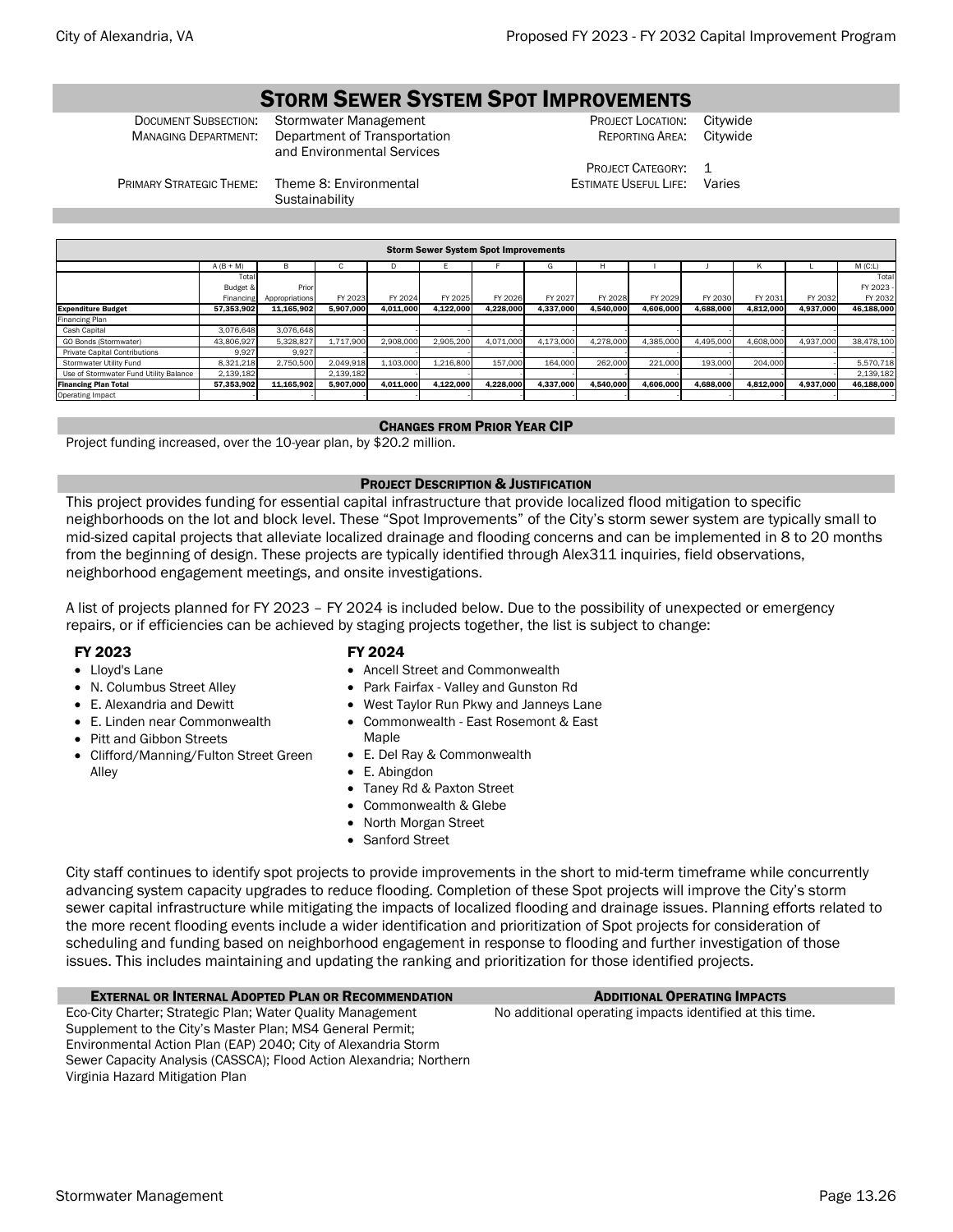# STORM SEWER SYSTEM SPOT IMPROVEMENTS

| | | | |
|---|---|---|---|
| DOCUMENT SUBSECTION: | Stormwater Management | PROJECT LOCATION: | Citywide |
| MANAGING DEPARTMENT: | Department of Transportation and Environmental Services | REPORTING AREA: | Citywide |
| | | PROJECT CATEGORY: | 1 |
| PRIMARY STRATEGIC THEME: | Theme 8: Environmental Sustainability | ESTIMATE USEFUL LIFE: | Varies |

| Storm Sewer System Spot Improvements | A (B + M) Total Budget & Financing | B Prior Appropriations | C FY 2023 | D FY 2024 | E FY 2025 | F FY 2026 | G FY 2027 | H FY 2028 | I FY 2029 | J FY 2030 | K FY 2031 | L FY 2032 | M (C:L) Total FY 2023 - FY 2032 |
|---|---|---|---|---|---|---|---|---|---|---|---|---|---|
| **Expenditure Budget** | **57,353,902** | **11,165,902** | **5,907,000** | **4,011,000** | **4,122,000** | **4,228,000** | **4,337,000** | **4,540,000** | **4,606,000** | **4,688,000** | **4,812,000** | **4,937,000** | **46,188,000** |
| Financing Plan | | | | | | | | | | | | | |
| Cash Capital | 3,076,648 | 3,076,648 | - | - | - | - | - | - | - | - | - | - | - |
| GO Bonds (Stormwater) | 43,806,927 | 5,328,827 | 1,717,900 | 2,908,000 | 2,905,200 | 4,071,000 | 4,173,000 | 4,278,000 | 4,385,000 | 4,495,000 | 4,608,000 | 4,937,000 | 38,478,100 |
| Private Capital Contributions | 9,927 | 9,927 | - | - | - | - | - | - | - | - | - | - | - |
| Stormwater Utility Fund | 8,321,218 | 2,750,500 | 2,049,918 | 1,103,000 | 1,216,800 | 157,000 | 164,000 | 262,000 | 221,000 | 193,000 | 204,000 | - | 5,570,718 |
| Use of Stormwater Fund Utility Balance | 2,139,182 | | 2,139,182 | - | - | - | - | - | - | - | - | - | 2,139,182 |
| **Financing Plan Total** | **57,353,902** | **11,165,902** | **5,907,000** | **4,011,000** | **4,122,000** | **4,228,000** | **4,337,000** | **4,540,000** | **4,606,000** | **4,688,000** | **4,812,000** | **4,937,000** | **46,188,000** |
| Operating Impact | - | - | - | - | - | - | - | - | - | - | - | - | - |

## CHANGES FROM PRIOR YEAR CIP

Project funding increased, over the 10-year plan, by $20.2 million.

## PROJECT DESCRIPTION & JUSTIFICATION

This project provides funding for essential capital infrastructure that provide localized flood mitigation to specific neighborhoods on the lot and block level. These "Spot Improvements" of the City's storm sewer system are typically small to mid-sized capital projects that alleviate localized drainage and flooding concerns and can be implemented in 8 to 20 months from the beginning of design. These projects are typically identified through Alex311 inquiries, field observations, neighborhood engagement meetings, and onsite investigations.

A list of projects planned for FY 2023 – FY 2024 is included below. Due to the possibility of unexpected or emergency repairs, or if efficiencies can be achieved by staging projects together, the list is subject to change:

**FY 2023**
- Lloyd's Lane
- N. Columbus Street Alley
- E. Alexandria and Dewitt
- E. Linden near Commonwealth
- Pitt and Gibbon Streets
- Clifford/Manning/Fulton Street Green Alley

**FY 2024**
- Ancell Street and Commonwealth
- Park Fairfax - Valley and Gunston Rd
- West Taylor Run Pkwy and Janneys Lane
- Commonwealth - East Rosemont & East Maple
- E. Del Ray & Commonwealth
- E. Abingdon
- Taney Rd & Paxton Street
- Commonwealth & Glebe
- North Morgan Street
- Sanford Street

City staff continues to identify spot projects to provide improvements in the short to mid-term timeframe while concurrently advancing system capacity upgrades to reduce flooding. Completion of these Spot projects will improve the City's storm sewer capital infrastructure while mitigating the impacts of localized flooding and drainage issues. Planning efforts related to the more recent flooding events include a wider identification and prioritization of Spot projects for consideration of scheduling and funding based on neighborhood engagement in response to flooding and further investigation of those issues. This includes maintaining and updating the ranking and prioritization for those identified projects.

## EXTERNAL OR INTERNAL ADOPTED PLAN OR RECOMMENDATION

Eco-City Charter; Strategic Plan; Water Quality Management Supplement to the City's Master Plan; MS4 General Permit; Environmental Action Plan (EAP) 2040; City of Alexandria Storm Sewer Capacity Analysis (CASSCA); Flood Action Alexandria; Northern Virginia Hazard Mitigation Plan

## ADDITIONAL OPERATING IMPACTS

No additional operating impacts identified at this time.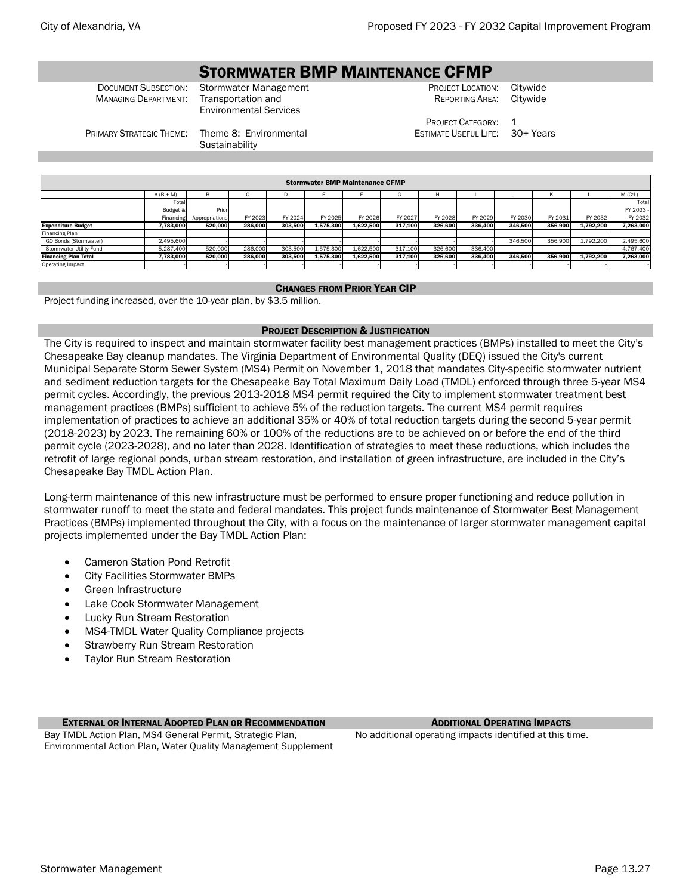# Stormwater BMP Maintenance CFMP

| | | | |
|---|---|---|---|
| Document Subsection: | Stormwater Management | Project Location: | Citywide |
| Managing Department: | Transportation and Environmental Services | Reporting Area: | Citywide |
| | | Project Category: | 1 |
| Primary Strategic Theme: | Theme 8: Environmental Sustainability | Estimate Useful Life: | 30+ Years |

| Stormwater BMP Maintenance CFMP | | | | | | | | | | | | | |
|---|---|---|---|---|---|---|---|---|---|---|---|---|---|
| | A (B + M) | B | C | D | E | F | G | H | I | J | K | L | M (C:L) |
| | Total Budget & Financing | Prior Appropriations | FY 2023 | FY 2024 | FY 2025 | FY 2026 | FY 2027 | FY 2028 | FY 2029 | FY 2030 | FY 2031 | FY 2032 | Total FY 2023 - FY 2032 |
| **Expenditure Budget** | **7,783,000** | **520,000** | **286,000** | **303,500** | **1,575,300** | **1,622,500** | **317,100** | **326,600** | **336,400** | **346,500** | **356,900** | **1,792,200** | **7,263,000** |
| Financing Plan | | | | | | | | | | | | | |
| GO Bonds (Stormwater) | 2,495,600 | - | - | - | - | - | - | - | - | 346,500 | 356,900 | 1,792,200 | 2,495,600 |
| Stormwater Utility Fund | 5,287,400 | 520,000 | 286,000 | 303,500 | 1,575,300 | 1,622,500 | 317,100 | 326,600 | 336,400 | - | - | - | 4,767,400 |
| **Financing Plan Total** | **7,783,000** | **520,000** | **286,000** | **303,500** | **1,575,300** | **1,622,500** | **317,100** | **326,600** | **336,400** | **346,500** | **356,900** | **1,792,200** | **7,263,000** |
| Operating Impact | - | - | - | - | - | - | - | - | - | - | - | - | - |

## Changes from Prior Year CIP

Project funding increased, over the 10-year plan, by $3.5 million.

## Project Description & Justification

The City is required to inspect and maintain stormwater facility best management practices (BMPs) installed to meet the City's Chesapeake Bay cleanup mandates. The Virginia Department of Environmental Quality (DEQ) issued the City's current Municipal Separate Storm Sewer System (MS4) Permit on November 1, 2018 that mandates City-specific stormwater nutrient and sediment reduction targets for the Chesapeake Bay Total Maximum Daily Load (TMDL) enforced through three 5-year MS4 permit cycles. Accordingly, the previous 2013-2018 MS4 permit required the City to implement stormwater treatment best management practices (BMPs) sufficient to achieve 5% of the reduction targets. The current MS4 permit requires implementation of practices to achieve an additional 35% or 40% of total reduction targets during the second 5-year permit (2018-2023) by 2023. The remaining 60% or 100% of the reductions are to be achieved on or before the end of the third permit cycle (2023-2028), and no later than 2028. Identification of strategies to meet these reductions, which includes the retrofit of large regional ponds, urban stream restoration, and installation of green infrastructure, are included in the City's Chesapeake Bay TMDL Action Plan.

Long-term maintenance of this new infrastructure must be performed to ensure proper functioning and reduce pollution in stormwater runoff to meet the state and federal mandates. This project funds maintenance of Stormwater Best Management Practices (BMPs) implemented throughout the City, with a focus on the maintenance of larger stormwater management capital projects implemented under the Bay TMDL Action Plan:

- Cameron Station Pond Retrofit
- City Facilities Stormwater BMPs
- Green Infrastructure
- Lake Cook Stormwater Management
- Lucky Run Stream Restoration
- MS4-TMDL Water Quality Compliance projects
- Strawberry Run Stream Restoration
- Taylor Run Stream Restoration

## External or Internal Adopted Plan or Recommendation

Bay TMDL Action Plan, MS4 General Permit, Strategic Plan, Environmental Action Plan, Water Quality Management Supplement

## Additional Operating Impacts

No additional operating impacts identified at this time.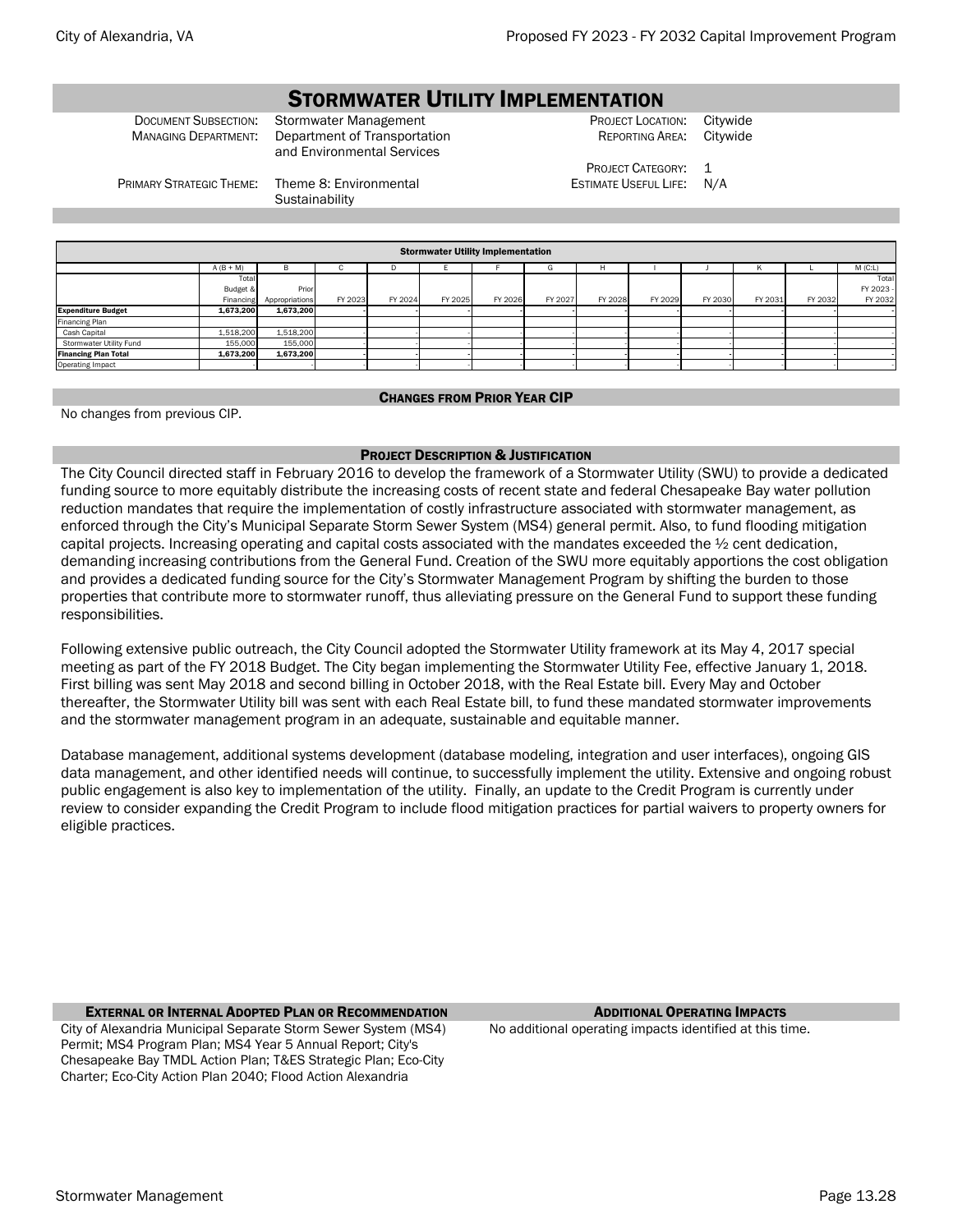# Stormwater Utility Implementation

| | | | |
|---|---|---|---|
| Document Subsection: | Stormwater Management | Project Location: | Citywide |
| Managing Department: | Department of Transportation and Environmental Services | Reporting Area: | Citywide |
| | | Project Category: | 1 |
| Primary Strategic Theme: | Theme 8: Environmental Sustainability | Estimate Useful Life: | N/A |

| Stormwater Utility Implementation | | | | | | | | | | | | | |
|---|---|---|---|---|---|---|---|---|---|---|---|---|---|
| | A (B + M) | B | C | D | E | F | G | H | I | J | K | L | M (C:L) |
| | Total Budget & Financing | Prior Appropriations | FY 2023 | FY 2024 | FY 2025 | FY 2026 | FY 2027 | FY 2028 | FY 2029 | FY 2030 | FY 2031 | FY 2032 | Total FY 2023 - FY 2032 |
| **Expenditure Budget** | **1,673,200** | **1,673,200** | - | - | - | - | - | - | - | - | - | - | - |
| Financing Plan | | | | | | | | | | | | | |
| Cash Capital | 1,518,200 | 1,518,200 | - | - | - | - | - | - | - | - | - | - | - |
| Stormwater Utility Fund | 155,000 | 155,000 | - | - | - | - | - | - | - | - | - | - | - |
| **Financing Plan Total** | **1,673,200** | **1,673,200** | - | - | - | - | - | - | - | - | - | - | - |
| Operating Impact | - | - | - | - | - | - | - | - | - | - | - | - | - |

## Changes from Prior Year CIP

No changes from previous CIP.

## Project Description & Justification

The City Council directed staff in February 2016 to develop the framework of a Stormwater Utility (SWU) to provide a dedicated funding source to more equitably distribute the increasing costs of recent state and federal Chesapeake Bay water pollution reduction mandates that require the implementation of costly infrastructure associated with stormwater management, as enforced through the City's Municipal Separate Storm Sewer System (MS4) general permit. Also, to fund flooding mitigation capital projects. Increasing operating and capital costs associated with the mandates exceeded the ½ cent dedication, demanding increasing contributions from the General Fund. Creation of the SWU more equitably apportions the cost obligation and provides a dedicated funding source for the City's Stormwater Management Program by shifting the burden to those properties that contribute more to stormwater runoff, thus alleviating pressure on the General Fund to support these funding responsibilities.

Following extensive public outreach, the City Council adopted the Stormwater Utility framework at its May 4, 2017 special meeting as part of the FY 2018 Budget. The City began implementing the Stormwater Utility Fee, effective January 1, 2018. First billing was sent May 2018 and second billing in October 2018, with the Real Estate bill. Every May and October thereafter, the Stormwater Utility bill was sent with each Real Estate bill, to fund these mandated stormwater improvements and the stormwater management program in an adequate, sustainable and equitable manner.

Database management, additional systems development (database modeling, integration and user interfaces), ongoing GIS data management, and other identified needs will continue, to successfully implement the utility. Extensive and ongoing robust public engagement is also key to implementation of the utility. Finally, an update to the Credit Program is currently under review to consider expanding the Credit Program to include flood mitigation practices for partial waivers to property owners for eligible practices.

## External or Internal Adopted Plan or Recommendation

City of Alexandria Municipal Separate Storm Sewer System (MS4) Permit; MS4 Program Plan; MS4 Year 5 Annual Report; City's Chesapeake Bay TMDL Action Plan; T&ES Strategic Plan; Eco-City Charter; Eco-City Action Plan 2040; Flood Action Alexandria

## Additional Operating Impacts

No additional operating impacts identified at this time.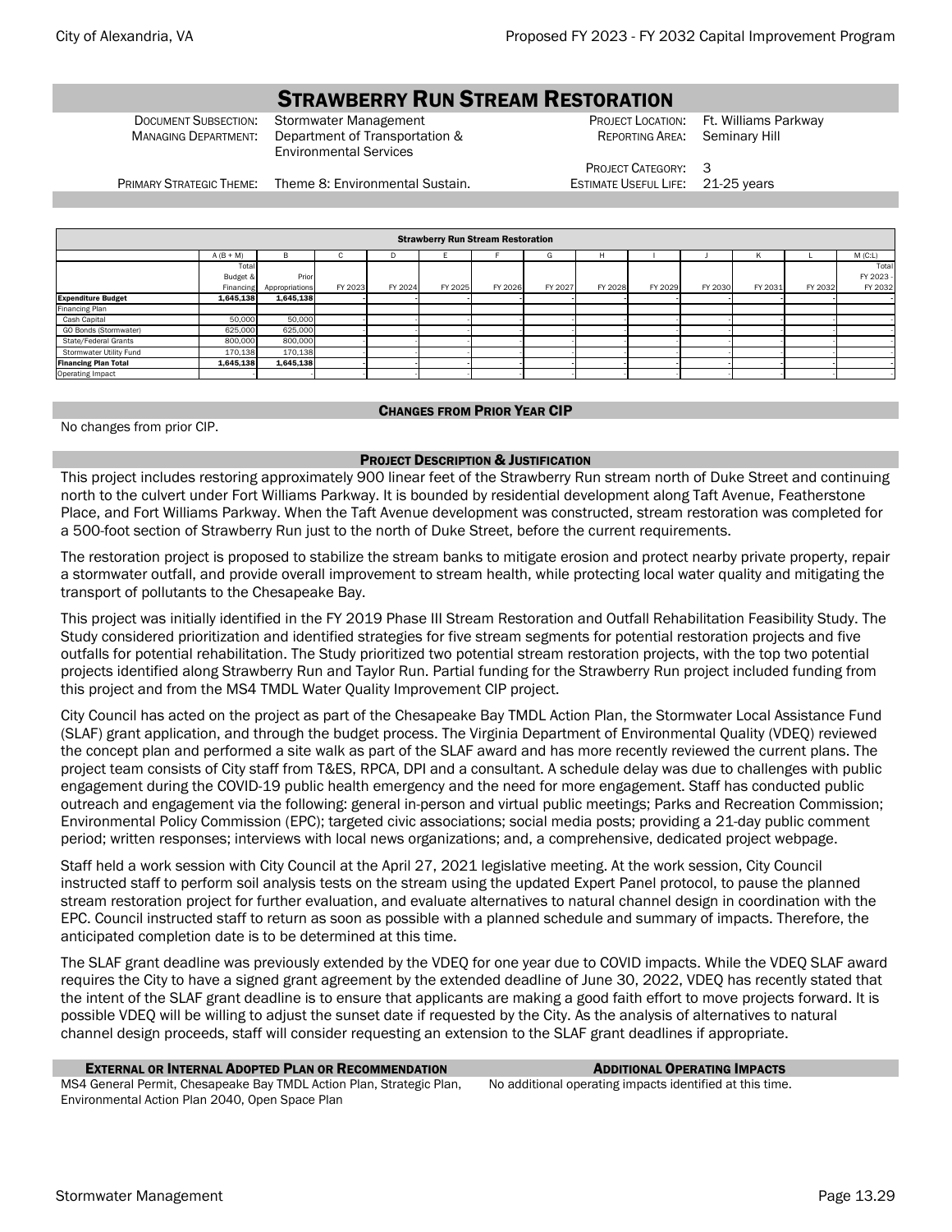# Strawberry Run Stream Restoration

| | | | |
|---|---|---|---|
| Document Subsection: | Stormwater Management | Project Location: | Ft. Williams Parkway |
| Managing Department: | Department of Transportation & Environmental Services | Reporting Area: | Seminary Hill |
| | | Project Category: | 3 |
| Primary Strategic Theme: | Theme 8: Environmental Sustain. | Estimate Useful Life: | 21-25 years |

| Strawberry Run Stream Restoration | | | | | | | | | | | | | |
|---|---|---|---|---|---|---|---|---|---|---|---|---|---|
| | A (B + M) | B | C | D | E | F | G | H | I | J | K | L | M (C:L) |
| | Total Budget & Financing | Prior Appropriations | FY 2023 | FY 2024 | FY 2025 | FY 2026 | FY 2027 | FY 2028 | FY 2029 | FY 2030 | FY 2031 | FY 2032 | Total FY 2023 - FY 2032 |
| **Expenditure Budget** | **1,645,138** | **1,645,138** | **-** | **-** | **-** | **-** | **-** | **-** | **-** | **-** | **-** | **-** | **-** |
| Financing Plan | | | | | | | | | | | | | |
| Cash Capital | 50,000 | 50,000 | - | - | - | - | - | - | - | - | - | - | - |
| GO Bonds (Stormwater) | 625,000 | 625,000 | - | - | - | - | - | - | - | - | - | - | - |
| State/Federal Grants | 800,000 | 800,000 | - | - | - | - | - | - | - | - | - | - | - |
| Stormwater Utility Fund | 170,138 | 170,138 | - | - | - | - | - | - | - | - | - | - | - |
| **Financing Plan Total** | **1,645,138** | **1,645,138** | **-** | **-** | **-** | **-** | **-** | **-** | **-** | **-** | **-** | **-** | **-** |
| Operating Impact | - | - | - | - | - | - | - | - | - | - | - | - | - |

## Changes from Prior Year CIP

No changes from prior CIP.

## Project Description & Justification

This project includes restoring approximately 900 linear feet of the Strawberry Run stream north of Duke Street and continuing north to the culvert under Fort Williams Parkway. It is bounded by residential development along Taft Avenue, Featherstone Place, and Fort Williams Parkway. When the Taft Avenue development was constructed, stream restoration was completed for a 500-foot section of Strawberry Run just to the north of Duke Street, before the current requirements.

The restoration project is proposed to stabilize the stream banks to mitigate erosion and protect nearby private property, repair a stormwater outfall, and provide overall improvement to stream health, while protecting local water quality and mitigating the transport of pollutants to the Chesapeake Bay.

This project was initially identified in the FY 2019 Phase III Stream Restoration and Outfall Rehabilitation Feasibility Study. The Study considered prioritization and identified strategies for five stream segments for potential restoration projects and five outfalls for potential rehabilitation. The Study prioritized two potential stream restoration projects, with the top two potential projects identified along Strawberry Run and Taylor Run. Partial funding for the Strawberry Run project included funding from this project and from the MS4 TMDL Water Quality Improvement CIP project.

City Council has acted on the project as part of the Chesapeake Bay TMDL Action Plan, the Stormwater Local Assistance Fund (SLAF) grant application, and through the budget process. The Virginia Department of Environmental Quality (VDEQ) reviewed the concept plan and performed a site walk as part of the SLAF award and has more recently reviewed the current plans. The project team consists of City staff from T&ES, RPCA, DPI and a consultant. A schedule delay was due to challenges with public engagement during the COVID-19 public health emergency and the need for more engagement. Staff has conducted public outreach and engagement via the following: general in-person and virtual public meetings; Parks and Recreation Commission; Environmental Policy Commission (EPC); targeted civic associations; social media posts; providing a 21-day public comment period; written responses; interviews with local news organizations; and, a comprehensive, dedicated project webpage.

Staff held a work session with City Council at the April 27, 2021 legislative meeting. At the work session, City Council instructed staff to perform soil analysis tests on the stream using the updated Expert Panel protocol, to pause the planned stream restoration project for further evaluation, and evaluate alternatives to natural channel design in coordination with the EPC. Council instructed staff to return as soon as possible with a planned schedule and summary of impacts. Therefore, the anticipated completion date is to be determined at this time.

The SLAF grant deadline was previously extended by the VDEQ for one year due to COVID impacts. While the VDEQ SLAF award requires the City to have a signed grant agreement by the extended deadline of June 30, 2022, VDEQ has recently stated that the intent of the SLAF grant deadline is to ensure that applicants are making a good faith effort to move projects forward. It is possible VDEQ will be willing to adjust the sunset date if requested by the City. As the analysis of alternatives to natural channel design proceeds, staff will consider requesting an extension to the SLAF grant deadlines if appropriate.

## External or Internal Adopted Plan or Recommendation

MS4 General Permit, Chesapeake Bay TMDL Action Plan, Strategic Plan, Environmental Action Plan 2040, Open Space Plan

## Additional Operating Impacts

No additional operating impacts identified at this time.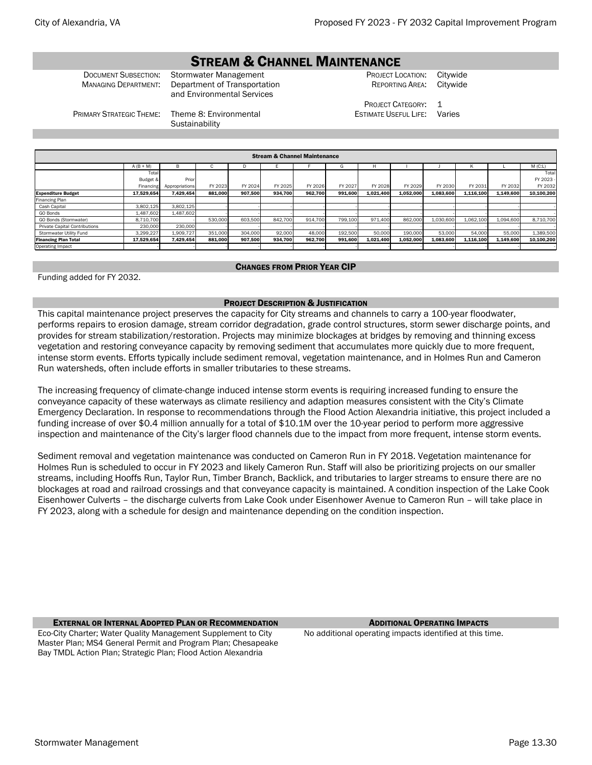# Stream & Channel Maintenance

| | | | |
|---|---|---|---|
| Document Subsection: | Stormwater Management | Project Location: | Citywide |
| Managing Department: | Department of Transportation and Environmental Services | Reporting Area: | Citywide |
| | | Project Category: | 1 |
| Primary Strategic Theme: | Theme 8: Environmental Sustainability | Estimate Useful Life: | Varies |

| Stream & Channel Maintenance | | | | | | | | | | | | | |
|---|---|---|---|---|---|---|---|---|---|---|---|---|---|
| | A (B + M) | B | C | D | E | F | G | H | I | J | K | L | M (C:L) |
| | Total Budget & Financing | Prior Appropriations | FY 2023 | FY 2024 | FY 2025 | FY 2026 | FY 2027 | FY 2028 | FY 2029 | FY 2030 | FY 2031 | FY 2032 | Total FY 2023 - FY 2032 |
| **Expenditure Budget** | **17,529,654** | **7,429,454** | **881,000** | **907,500** | **934,700** | **962,700** | **991,600** | **1,021,400** | **1,052,000** | **1,083,600** | **1,116,100** | **1,149,600** | **10,100,200** |
| Financing Plan | | | | | | | | | | | | | |
| Cash Capital | 3,802,125 | 3,802,125 | - | - | - | - | - | - | - | - | - | - | - |
| GO Bonds | 1,487,602 | 1,487,602 | - | - | - | - | - | - | - | - | - | - | - |
| GO Bonds (Stormwater) | 8,710,700 | - | 530,000 | 603,500 | 842,700 | 914,700 | 799,100 | 971,400 | 862,000 | 1,030,600 | 1,062,100 | 1,094,600 | 8,710,700 |
| Private Capital Contributions | 230,000 | 230,000 | - | - | - | - | - | - | - | - | - | - | - |
| Stormwater Utility Fund | 3,299,227 | 1,909,727 | 351,000 | 304,000 | 92,000 | 48,000 | 192,500 | 50,000 | 190,000 | 53,000 | 54,000 | 55,000 | 1,389,500 |
| **Financing Plan Total** | **17,529,654** | **7,429,454** | **881,000** | **907,500** | **934,700** | **962,700** | **991,600** | **1,021,400** | **1,052,000** | **1,083,600** | **1,116,100** | **1,149,600** | **10,100,200** |
| Operating Impact | - | - | - | - | - | - | - | - | - | - | - | - | - |

## Changes from Prior Year CIP

Funding added for FY 2032.

## Project Description & Justification

This capital maintenance project preserves the capacity for City streams and channels to carry a 100-year floodwater, performs repairs to erosion damage, stream corridor degradation, grade control structures, storm sewer discharge points, and provides for stream stabilization/restoration. Projects may minimize blockages at bridges by removing and thinning excess vegetation and restoring conveyance capacity by removing sediment that accumulates more quickly due to more frequent, intense storm events. Efforts typically include sediment removal, vegetation maintenance, and in Holmes Run and Cameron Run watersheds, often include efforts in smaller tributaries to these streams.

The increasing frequency of climate-change induced intense storm events is requiring increased funding to ensure the conveyance capacity of these waterways as climate resiliency and adaption measures consistent with the City's Climate Emergency Declaration. In response to recommendations through the Flood Action Alexandria initiative, this project included a funding increase of over $0.4 million annually for a total of $10.1M over the 10-year period to perform more aggressive inspection and maintenance of the City's larger flood channels due to the impact from more frequent, intense storm events.

Sediment removal and vegetation maintenance was conducted on Cameron Run in FY 2018. Vegetation maintenance for Holmes Run is scheduled to occur in FY 2023 and likely Cameron Run. Staff will also be prioritizing projects on our smaller streams, including Hooffs Run, Taylor Run, Timber Branch, Backlick, and tributaries to larger streams to ensure there are no blockages at road and railroad crossings and that conveyance capacity is maintained. A condition inspection of the Lake Cook Eisenhower Culverts – the discharge culverts from Lake Cook under Eisenhower Avenue to Cameron Run – will take place in FY 2023, along with a schedule for design and maintenance depending on the condition inspection.

## External or Internal Adopted Plan or Recommendation

Eco-City Charter; Water Quality Management Supplement to City Master Plan; MS4 General Permit and Program Plan; Chesapeake Bay TMDL Action Plan; Strategic Plan; Flood Action Alexandria

## Additional Operating Impacts

No additional operating impacts identified at this time.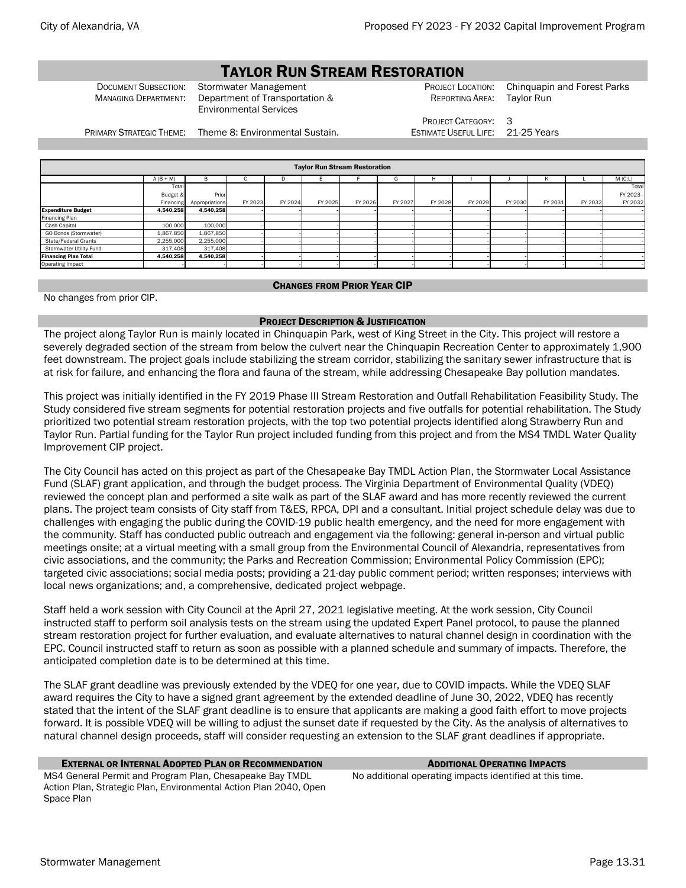# Taylor Run Stream Restoration

| | | | |
|---|---|---|---|
| Document Subsection: | Stormwater Management | Project Location: | Chinquapin and Forest Parks |
| Managing Department: | Department of Transportation & Environmental Services | Reporting Area: | Taylor Run |
| | | Project Category: | 3 |
| Primary Strategic Theme: | Theme 8: Environmental Sustain. | Estimate Useful Life: | 21-25 Years |

| Taylor Run Stream Restoration | A (B + M) | B | C | D | E | F | G | H | I | J | K | L | M (C:L) |
|---|---|---|---|---|---|---|---|---|---|---|---|---|---|
| | Total Budget & Financing | Prior Appropriations | FY 2023 | FY 2024 | FY 2025 | FY 2026 | FY 2027 | FY 2028 | FY 2029 | FY 2030 | FY 2031 | FY 2032 | Total FY 2023 - FY 2032 |
| **Expenditure Budget** | **4,540,258** | **4,540,258** | **-** | **-** | **-** | **-** | **-** | **-** | **-** | **-** | **-** | **-** | **-** |
| Financing Plan | | | | | | | | | | | | | |
| Cash Capital | 100,000 | 100,000 | - | - | - | - | - | - | - | - | - | - | - |
| GO Bonds (Stormwater) | 1,867,850 | 1,867,850 | - | - | - | - | - | - | - | - | - | - | - |
| State/Federal Grants | 2,255,000 | 2,255,000 | - | - | - | - | - | - | - | - | - | - | - |
| Stormwater Utility Fund | 317,408 | 317,408 | - | - | - | - | - | - | - | - | - | - | - |
| **Financing Plan Total** | **4,540,258** | **4,540,258** | **-** | **-** | **-** | **-** | **-** | **-** | **-** | **-** | **-** | **-** | **-** |
| Operating Impact | - | - | - | - | - | - | - | - | - | - | - | - | - |

## Changes from Prior Year CIP

No changes from prior CIP.

## Project Description & Justification

The project along Taylor Run is mainly located in Chinquapin Park, west of King Street in the City. This project will restore a severely degraded section of the stream from below the culvert near the Chinquapin Recreation Center to approximately 1,900 feet downstream. The project goals include stabilizing the stream corridor, stabilizing the sanitary sewer infrastructure that is at risk for failure, and enhancing the flora and fauna of the stream, while addressing Chesapeake Bay pollution mandates.

This project was initially identified in the FY 2019 Phase III Stream Restoration and Outfall Rehabilitation Feasibility Study. The Study considered five stream segments for potential restoration projects and five outfalls for potential rehabilitation. The Study prioritized two potential stream restoration projects, with the top two potential projects identified along Strawberry Run and Taylor Run. Partial funding for the Taylor Run project included funding from this project and from the MS4 TMDL Water Quality Improvement CIP project.

The City Council has acted on this project as part of the Chesapeake Bay TMDL Action Plan, the Stormwater Local Assistance Fund (SLAF) grant application, and through the budget process. The Virginia Department of Environmental Quality (VDEQ) reviewed the concept plan and performed a site walk as part of the SLAF award and has more recently reviewed the current plans. The project team consists of City staff from T&ES, RPCA, DPI and a consultant. Initial project schedule delay was due to challenges with engaging the public during the COVID-19 public health emergency, and the need for more engagement with the community. Staff has conducted public outreach and engagement via the following: general in-person and virtual public meetings onsite; at a virtual meeting with a small group from the Environmental Council of Alexandria, representatives from civic associations, and the community; the Parks and Recreation Commission; Environmental Policy Commission (EPC); targeted civic associations; social media posts; providing a 21-day public comment period; written responses; interviews with local news organizations; and, a comprehensive, dedicated project webpage.

Staff held a work session with City Council at the April 27, 2021 legislative meeting. At the work session, City Council instructed staff to perform soil analysis tests on the stream using the updated Expert Panel protocol, to pause the planned stream restoration project for further evaluation, and evaluate alternatives to natural channel design in coordination with the EPC. Council instructed staff to return as soon as possible with a planned schedule and summary of impacts. Therefore, the anticipated completion date is to be determined at this time.

The SLAF grant deadline was previously extended by the VDEQ for one year, due to COVID impacts. While the VDEQ SLAF award requires the City to have a signed grant agreement by the extended deadline of June 30, 2022, VDEQ has recently stated that the intent of the SLAF grant deadline is to ensure that applicants are making a good faith effort to move projects forward. It is possible VDEQ will be willing to adjust the sunset date if requested by the City. As the analysis of alternatives to natural channel design proceeds, staff will consider requesting an extension to the SLAF grant deadlines if appropriate.

## External or Internal Adopted Plan or Recommendation

MS4 General Permit and Program Plan, Chesapeake Bay TMDL Action Plan, Strategic Plan, Environmental Action Plan 2040, Open Space Plan

## Additional Operating Impacts

No additional operating impacts identified at this time.